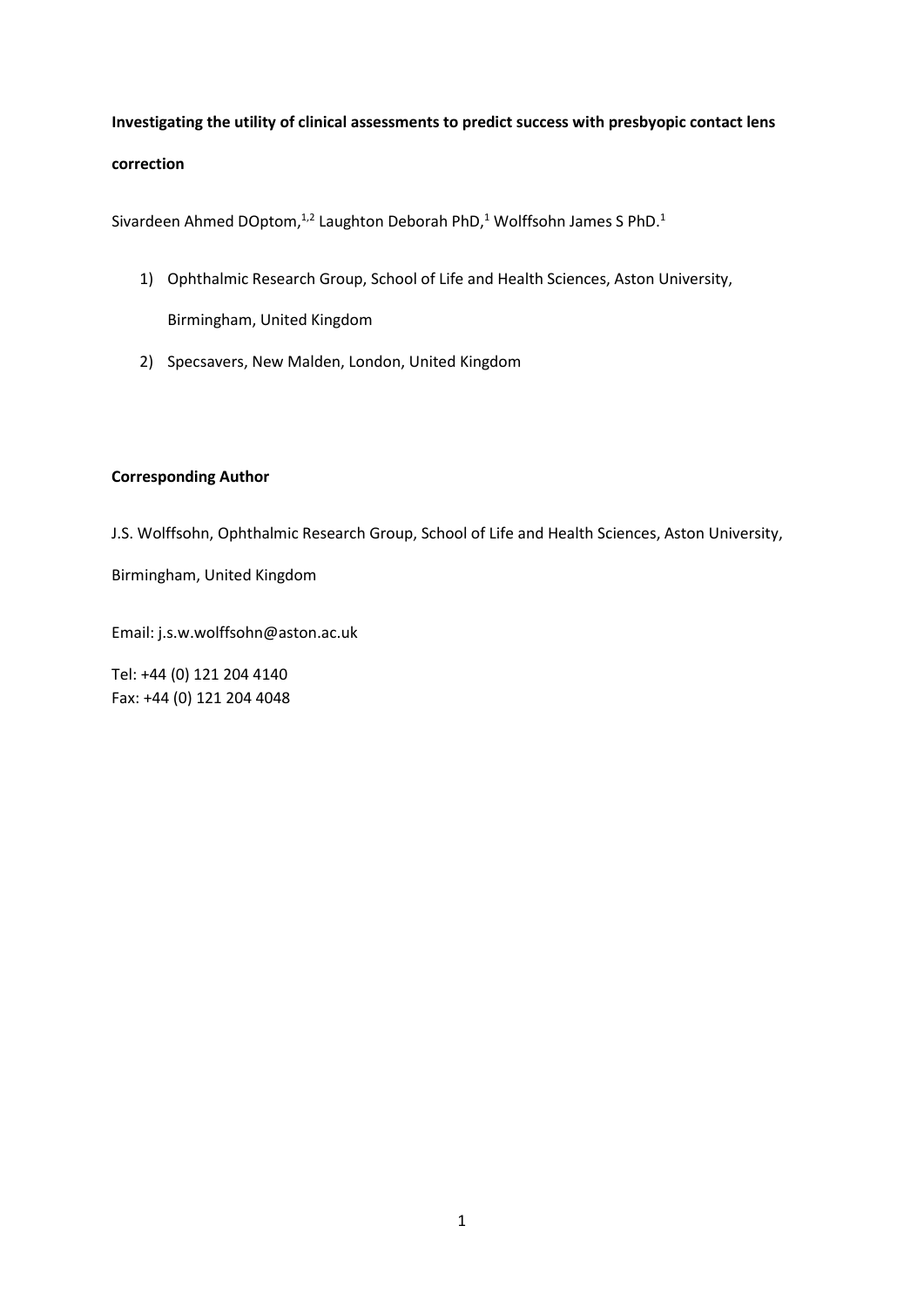**Investigating the utility of clinical assessments to predict success with presbyopic contact lens correction**

Sivardeen Ahmed DOptom,[1,2] Laughton Deborah PhD,[1] Wolffsohn James S PhD.[1]

1) Ophthalmic Research Group, School of Life and Health Sciences, Aston University, Birmingham, United Kingdom
2) Specsavers, New Malden, London, United Kingdom

**Corresponding Author**

J.S. Wolffsohn, Ophthalmic Research Group, School of Life and Health Sciences, Aston University, Birmingham, United Kingdom

Email: j.s.w.wolffsohn@aston.ac.uk

Tel: +44 (0) 121 204 4140
Fax: +44 (0) 121 204 4048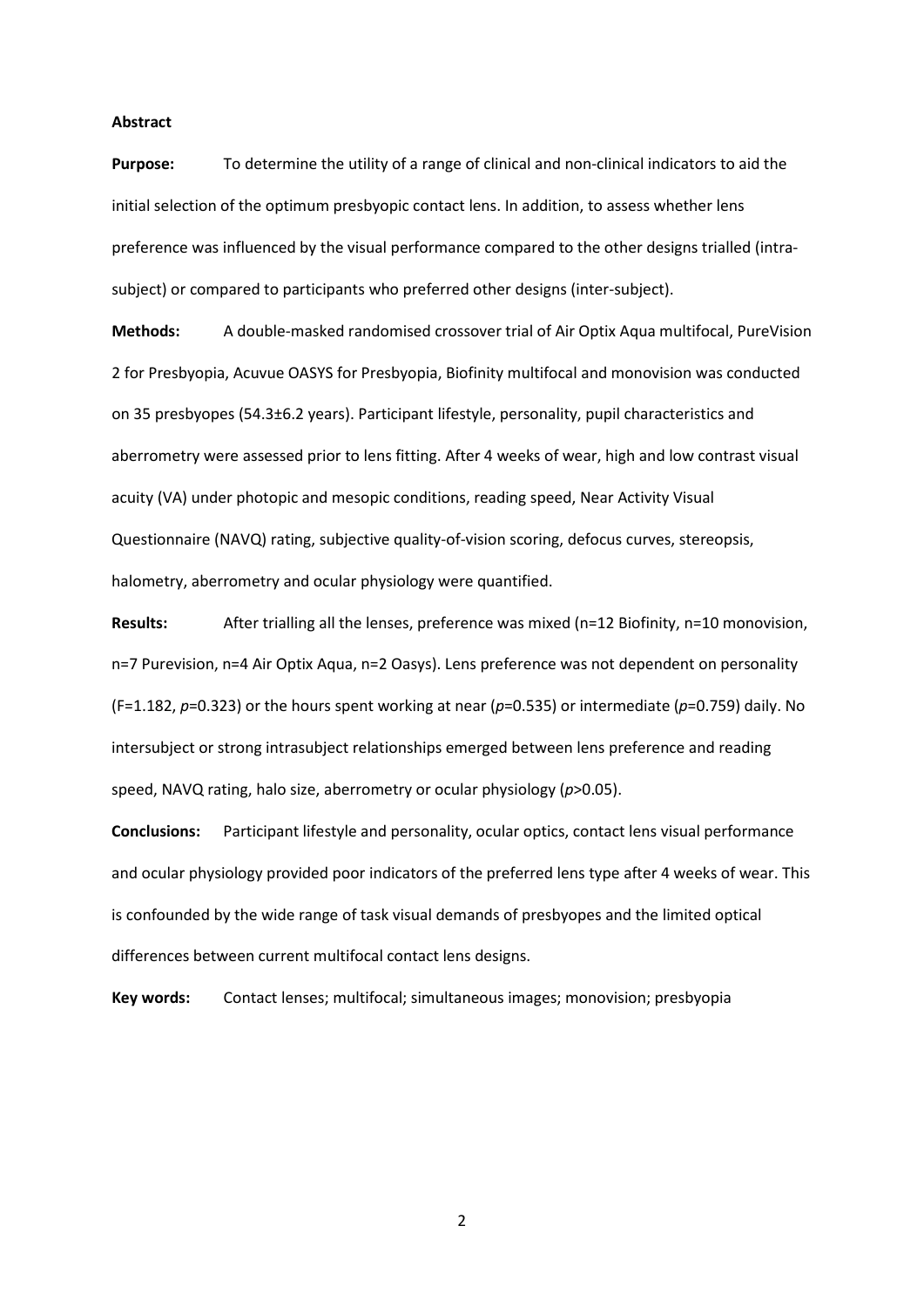**Abstract**

**Purpose:** To determine the utility of a range of clinical and non-clinical indicators to aid the initial selection of the optimum presbyopic contact lens. In addition, to assess whether lens preference was influenced by the visual performance compared to the other designs trialled (intra-subject) or compared to participants who preferred other designs (inter-subject).

**Methods:** A double-masked randomised crossover trial of Air Optix Aqua multifocal, PureVision 2 for Presbyopia, Acuvue OASYS for Presbyopia, Biofinity multifocal and monovision was conducted on 35 presbyopes (54.3±6.2 years). Participant lifestyle, personality, pupil characteristics and aberrometry were assessed prior to lens fitting. After 4 weeks of wear, high and low contrast visual acuity (VA) under photopic and mesopic conditions, reading speed, Near Activity Visual Questionnaire (NAVQ) rating, subjective quality-of-vision scoring, defocus curves, stereopsis, halometry, aberrometry and ocular physiology were quantified.

**Results:** After trialling all the lenses, preference was mixed (n=12 Biofinity, n=10 monovision, n=7 Purevision, n=4 Air Optix Aqua, n=2 Oasys). Lens preference was not dependent on personality (F=1.182, $p$=0.323) or the hours spent working at near ($p$=0.535) or intermediate ($p$=0.759) daily. No intersubject or strong intrasubject relationships emerged between lens preference and reading speed, NAVQ rating, halo size, aberrometry or ocular physiology ($p$>0.05).

**Conclusions:** Participant lifestyle and personality, ocular optics, contact lens visual performance and ocular physiology provided poor indicators of the preferred lens type after 4 weeks of wear. This is confounded by the wide range of task visual demands of presbyopes and the limited optical differences between current multifocal contact lens designs.

**Key words:** Contact lenses; multifocal; simultaneous images; monovision; presbyopia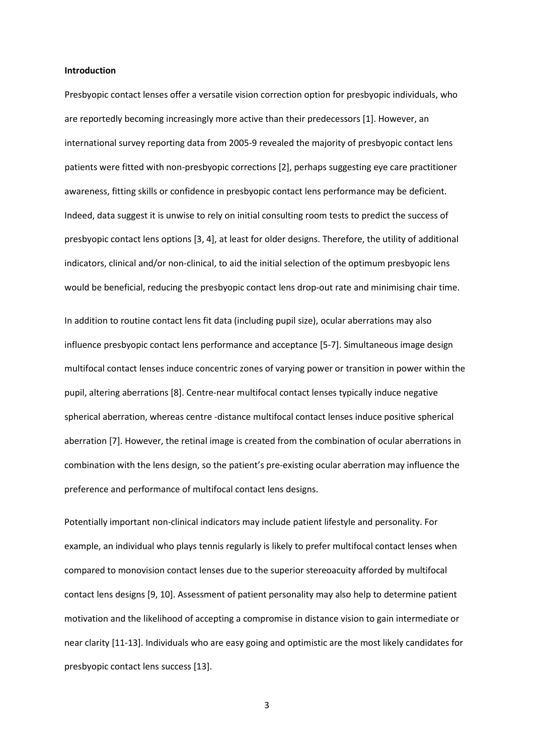**Introduction**

Presbyopic contact lenses offer a versatile vision correction option for presbyopic individuals, who are reportedly becoming increasingly more active than their predecessors [1]. However, an international survey reporting data from 2005-9 revealed the majority of presbyopic contact lens patients were fitted with non-presbyopic corrections [2], perhaps suggesting eye care practitioner awareness, fitting skills or confidence in presbyopic contact lens performance may be deficient. Indeed, data suggest it is unwise to rely on initial consulting room tests to predict the success of presbyopic contact lens options [3, 4], at least for older designs. Therefore, the utility of additional indicators, clinical and/or non-clinical, to aid the initial selection of the optimum presbyopic lens would be beneficial, reducing the presbyopic contact lens drop-out rate and minimising chair time.

In addition to routine contact lens fit data (including pupil size), ocular aberrations may also influence presbyopic contact lens performance and acceptance [5-7]. Simultaneous image design multifocal contact lenses induce concentric zones of varying power or transition in power within the pupil, altering aberrations [8]. Centre-near multifocal contact lenses typically induce negative spherical aberration, whereas centre -distance multifocal contact lenses induce positive spherical aberration [7]. However, the retinal image is created from the combination of ocular aberrations in combination with the lens design, so the patient's pre-existing ocular aberration may influence the preference and performance of multifocal contact lens designs.

Potentially important non-clinical indicators may include patient lifestyle and personality. For example, an individual who plays tennis regularly is likely to prefer multifocal contact lenses when compared to monovision contact lenses due to the superior stereoacuity afforded by multifocal contact lens designs [9, 10]. Assessment of patient personality may also help to determine patient motivation and the likelihood of accepting a compromise in distance vision to gain intermediate or near clarity [11-13]. Individuals who are easy going and optimistic are the most likely candidates for presbyopic contact lens success [13].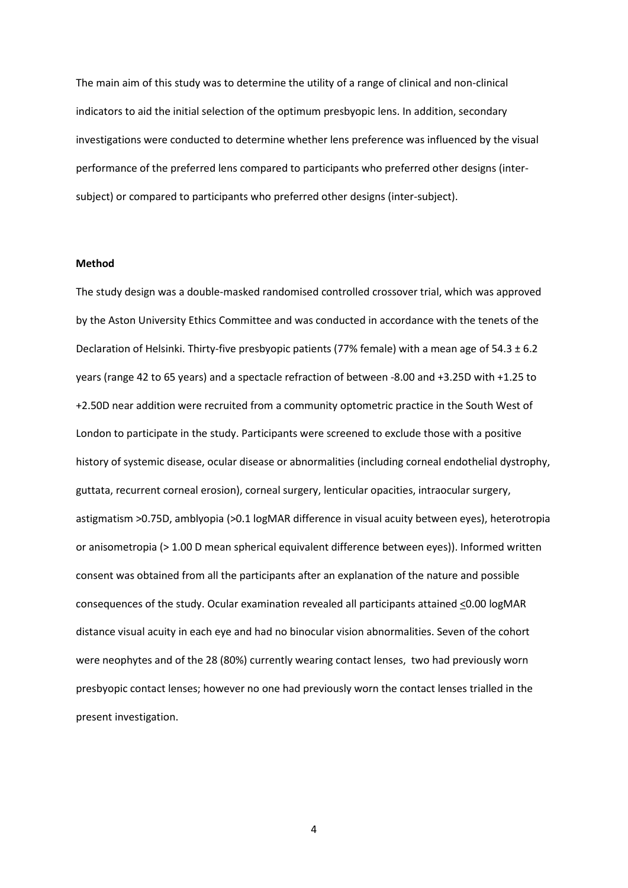The main aim of this study was to determine the utility of a range of clinical and non-clinical indicators to aid the initial selection of the optimum presbyopic lens. In addition, secondary investigations were conducted to determine whether lens preference was influenced by the visual performance of the preferred lens compared to participants who preferred other designs (inter-subject) or compared to participants who preferred other designs (inter-subject).

**Method**

The study design was a double-masked randomised controlled crossover trial, which was approved by the Aston University Ethics Committee and was conducted in accordance with the tenets of the Declaration of Helsinki. Thirty-five presbyopic patients (77% female) with a mean age of $54.3 \pm 6.2$ years (range 42 to 65 years) and a spectacle refraction of between -8.00 and +3.25D with +1.25 to +2.50D near addition were recruited from a community optometric practice in the South West of London to participate in the study. Participants were screened to exclude those with a positive history of systemic disease, ocular disease or abnormalities (including corneal endothelial dystrophy, guttata, recurrent corneal erosion), corneal surgery, lenticular opacities, intraocular surgery, astigmatism >0.75D, amblyopia (>0.1 logMAR difference in visual acuity between eyes), heterotropia or anisometropia (> 1.00 D mean spherical equivalent difference between eyes)). Informed written consent was obtained from all the participants after an explanation of the nature and possible consequences of the study. Ocular examination revealed all participants attained $\leq$0.00 logMAR distance visual acuity in each eye and had no binocular vision abnormalities. Seven of the cohort were neophytes and of the 28 (80%) currently wearing contact lenses, two had previously worn presbyopic contact lenses; however no one had previously worn the contact lenses trialled in the present investigation.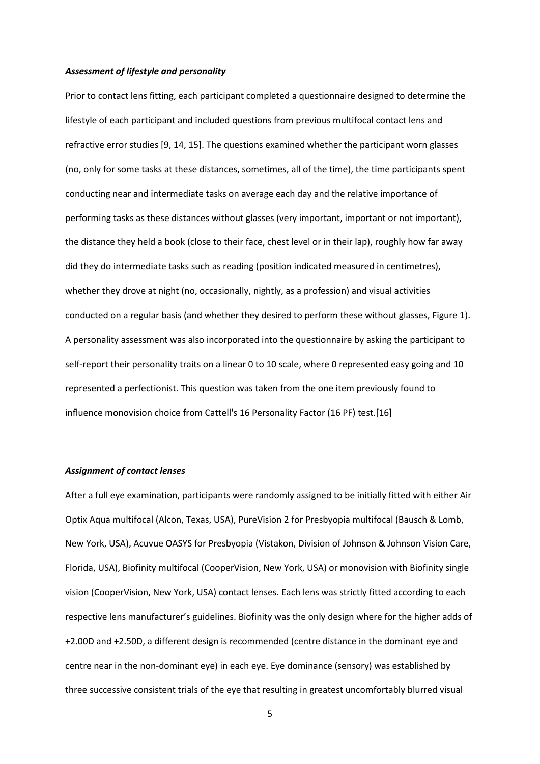***Assessment of lifestyle and personality***

Prior to contact lens fitting, each participant completed a questionnaire designed to determine the lifestyle of each participant and included questions from previous multifocal contact lens and refractive error studies [9, 14, 15]. The questions examined whether the participant worn glasses (no, only for some tasks at these distances, sometimes, all of the time), the time participants spent conducting near and intermediate tasks on average each day and the relative importance of performing tasks as these distances without glasses (very important, important or not important), the distance they held a book (close to their face, chest level or in their lap), roughly how far away did they do intermediate tasks such as reading (position indicated measured in centimetres), whether they drove at night (no, occasionally, nightly, as a profession) and visual activities conducted on a regular basis (and whether they desired to perform these without glasses, Figure 1). A personality assessment was also incorporated into the questionnaire by asking the participant to self-report their personality traits on a linear 0 to 10 scale, where 0 represented easy going and 10 represented a perfectionist. This question was taken from the one item previously found to influence monovision choice from Cattell's 16 Personality Factor (16 PF) test.[16]

***Assignment of contact lenses***

After a full eye examination, participants were randomly assigned to be initially fitted with either Air Optix Aqua multifocal (Alcon, Texas, USA), PureVision 2 for Presbyopia multifocal (Bausch & Lomb, New York, USA), Acuvue OASYS for Presbyopia (Vistakon, Division of Johnson & Johnson Vision Care, Florida, USA), Biofinity multifocal (CooperVision, New York, USA) or monovision with Biofinity single vision (CooperVision, New York, USA) contact lenses. Each lens was strictly fitted according to each respective lens manufacturer's guidelines. Biofinity was the only design where for the higher adds of +2.00D and +2.50D, a different design is recommended (centre distance in the dominant eye and centre near in the non-dominant eye) in each eye. Eye dominance (sensory) was established by three successive consistent trials of the eye that resulting in greatest uncomfortably blurred visual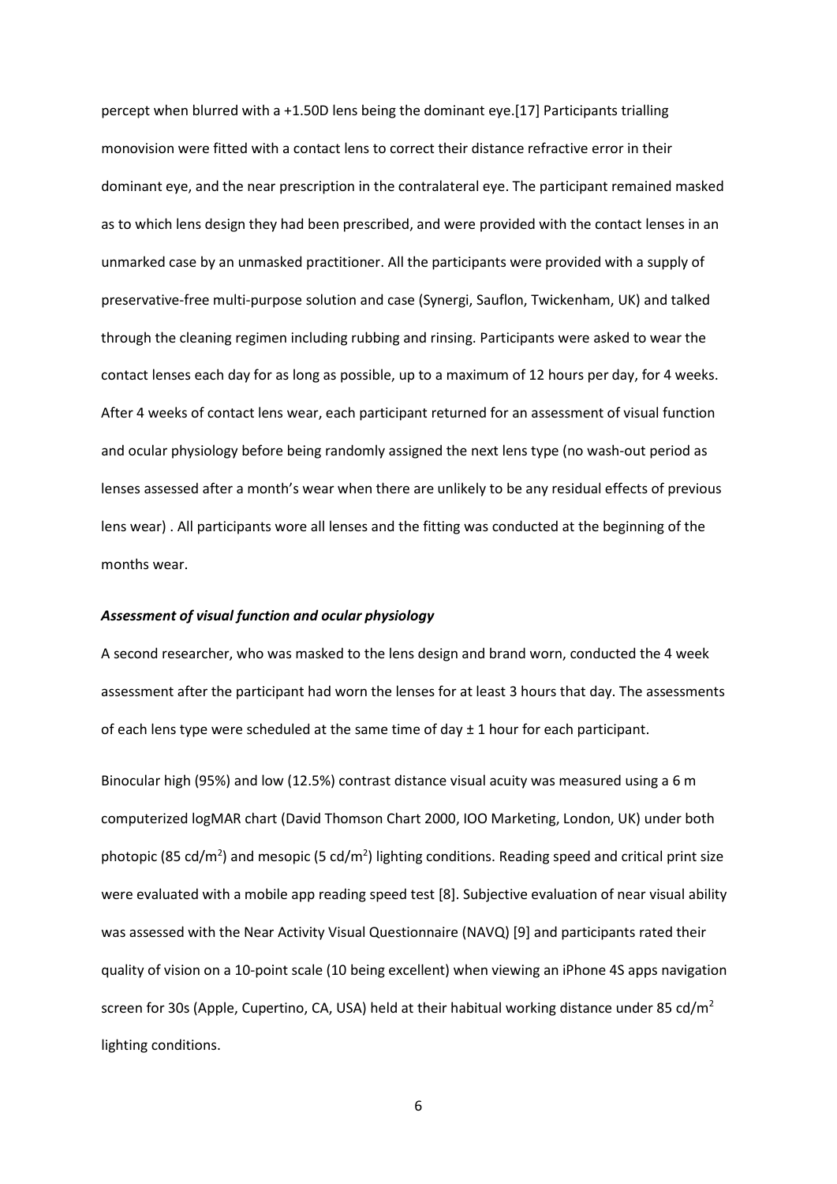percept when blurred with a +1.50D lens being the dominant eye.[17] Participants trialling monovision were fitted with a contact lens to correct their distance refractive error in their dominant eye, and the near prescription in the contralateral eye. The participant remained masked as to which lens design they had been prescribed, and were provided with the contact lenses in an unmarked case by an unmasked practitioner. All the participants were provided with a supply of preservative-free multi-purpose solution and case (Synergi, Sauflon, Twickenham, UK) and talked through the cleaning regimen including rubbing and rinsing. Participants were asked to wear the contact lenses each day for as long as possible, up to a maximum of 12 hours per day, for 4 weeks. After 4 weeks of contact lens wear, each participant returned for an assessment of visual function and ocular physiology before being randomly assigned the next lens type (no wash-out period as lenses assessed after a month's wear when there are unlikely to be any residual effects of previous lens wear) . All participants wore all lenses and the fitting was conducted at the beginning of the months wear.

***Assessment of visual function and ocular physiology***

A second researcher, who was masked to the lens design and brand worn, conducted the 4 week assessment after the participant had worn the lenses for at least 3 hours that day. The assessments of each lens type were scheduled at the same time of day ± 1 hour for each participant.

Binocular high (95%) and low (12.5%) contrast distance visual acuity was measured using a 6 m computerized logMAR chart (David Thomson Chart 2000, IOO Marketing, London, UK) under both photopic (85 cd/m$^2$) and mesopic (5 cd/m$^2$) lighting conditions. Reading speed and critical print size were evaluated with a mobile app reading speed test [8]. Subjective evaluation of near visual ability was assessed with the Near Activity Visual Questionnaire (NAVQ) [9] and participants rated their quality of vision on a 10-point scale (10 being excellent) when viewing an iPhone 4S apps navigation screen for 30s (Apple, Cupertino, CA, USA) held at their habitual working distance under 85 cd/m$^2$ lighting conditions.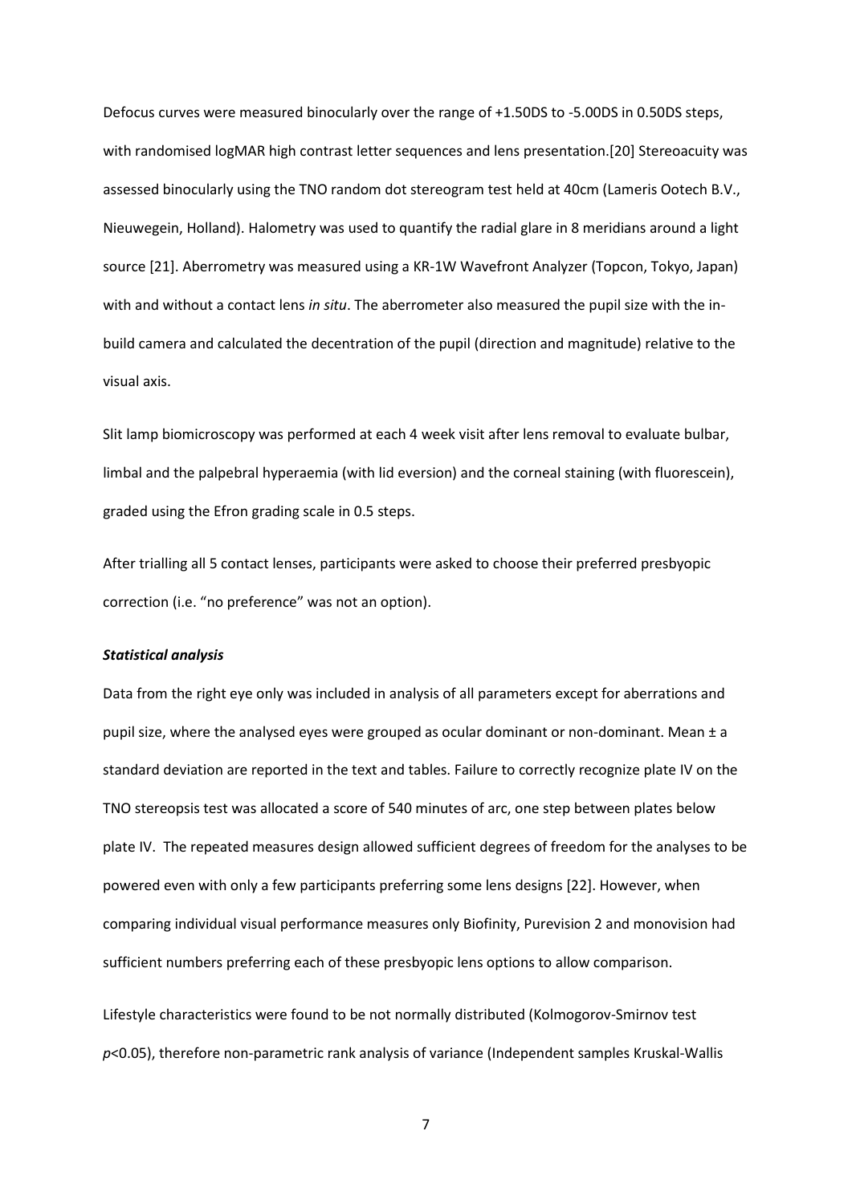Defocus curves were measured binocularly over the range of +1.50DS to -5.00DS in 0.50DS steps, with randomised logMAR high contrast letter sequences and lens presentation.[20] Stereoacuity was assessed binocularly using the TNO random dot stereogram test held at 40cm (Lameris Ootech B.V., Nieuwegein, Holland). Halometry was used to quantify the radial glare in 8 meridians around a light source [21]. Aberrometry was measured using a KR-1W Wavefront Analyzer (Topcon, Tokyo, Japan) with and without a contact lens *in situ*. The aberrometer also measured the pupil size with the in-build camera and calculated the decentration of the pupil (direction and magnitude) relative to the visual axis.

Slit lamp biomicroscopy was performed at each 4 week visit after lens removal to evaluate bulbar, limbal and the palpebral hyperaemia (with lid eversion) and the corneal staining (with fluorescein), graded using the Efron grading scale in 0.5 steps.

After trialling all 5 contact lenses, participants were asked to choose their preferred presbyopic correction (i.e. "no preference" was not an option).

***Statistical analysis***

Data from the right eye only was included in analysis of all parameters except for aberrations and pupil size, where the analysed eyes were grouped as ocular dominant or non-dominant. Mean ± a standard deviation are reported in the text and tables. Failure to correctly recognize plate IV on the TNO stereopsis test was allocated a score of 540 minutes of arc, one step between plates below plate IV. The repeated measures design allowed sufficient degrees of freedom for the analyses to be powered even with only a few participants preferring some lens designs [22]. However, when comparing individual visual performance measures only Biofinity, Purevision 2 and monovision had sufficient numbers preferring each of these presbyopic lens options to allow comparison.

Lifestyle characteristics were found to be not normally distributed (Kolmogorov-Smirnov test $p<0.05$), therefore non-parametric rank analysis of variance (Independent samples Kruskal-Wallis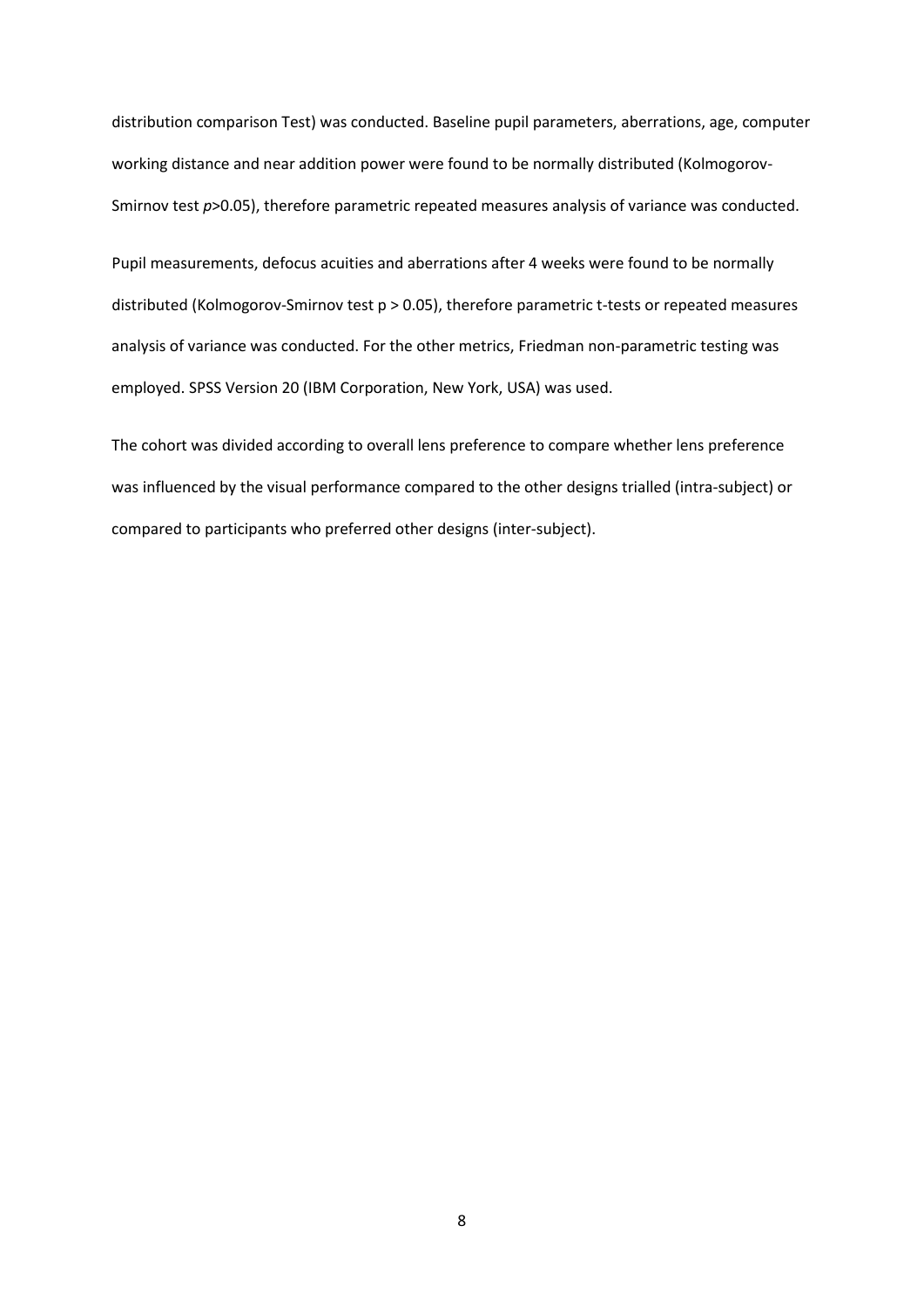distribution comparison Test) was conducted. Baseline pupil parameters, aberrations, age, computer working distance and near addition power were found to be normally distributed (Kolmogorov-Smirnov test $p>0.05$), therefore parametric repeated measures analysis of variance was conducted.

Pupil measurements, defocus acuities and aberrations after 4 weeks were found to be normally distributed (Kolmogorov-Smirnov test $p > 0.05$), therefore parametric t-tests or repeated measures analysis of variance was conducted. For the other metrics, Friedman non-parametric testing was employed. SPSS Version 20 (IBM Corporation, New York, USA) was used.

The cohort was divided according to overall lens preference to compare whether lens preference was influenced by the visual performance compared to the other designs trialled (intra-subject) or compared to participants who preferred other designs (inter-subject).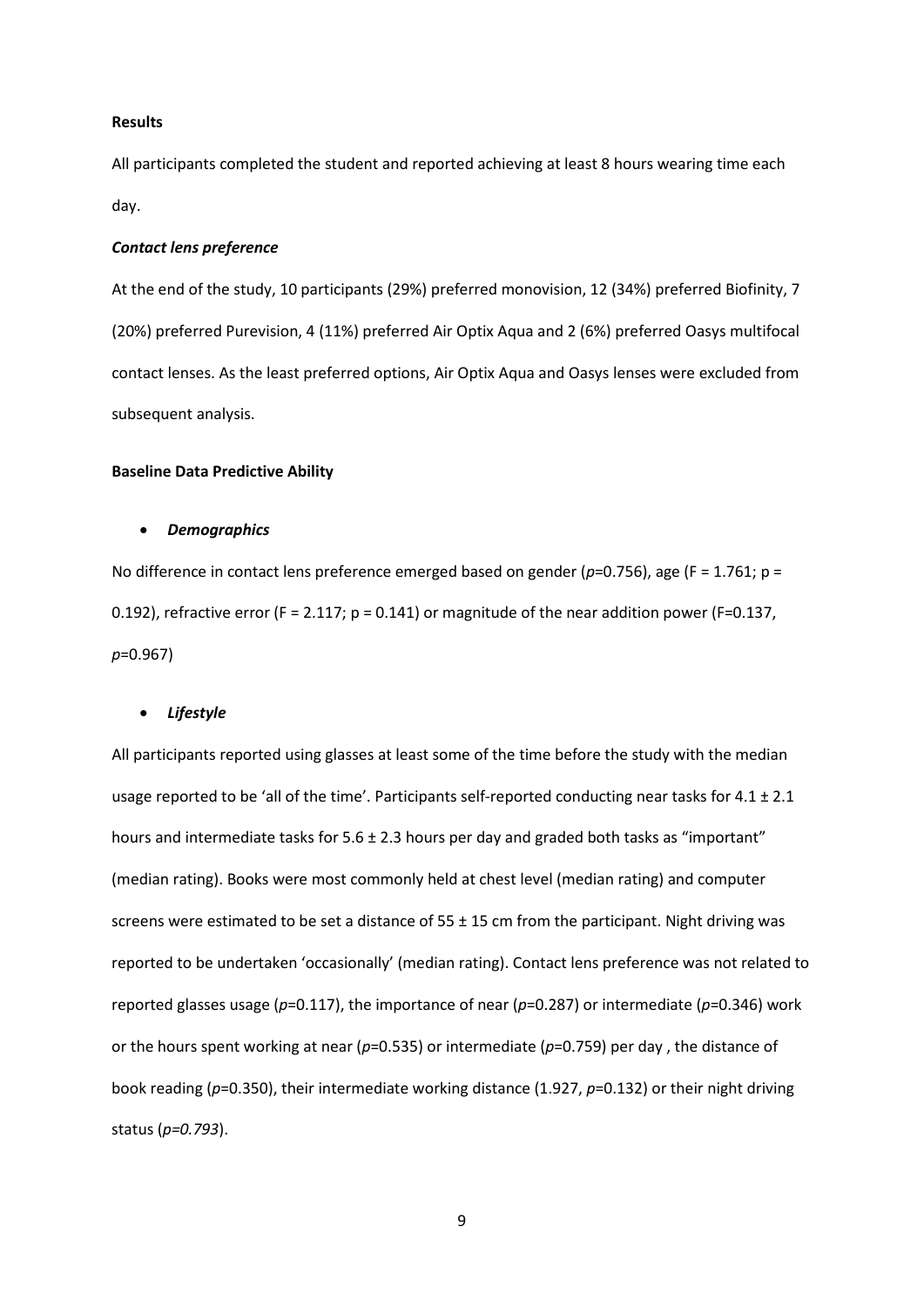**Results**

All participants completed the student and reported achieving at least 8 hours wearing time each day.

***Contact lens preference***

At the end of the study, 10 participants (29%) preferred monovision, 12 (34%) preferred Biofinity, 7 (20%) preferred Purevision, 4 (11%) preferred Air Optix Aqua and 2 (6%) preferred Oasys multifocal contact lenses. As the least preferred options, Air Optix Aqua and Oasys lenses were excluded from subsequent analysis.

**Baseline Data Predictive Ability**

- ***Demographics***

No difference in contact lens preference emerged based on gender ($p$=0.756), age (F = 1.761; p = 0.192), refractive error (F = 2.117; p = 0.141) or magnitude of the near addition power (F=0.137, $p$=0.967)

- ***Lifestyle***

All participants reported using glasses at least some of the time before the study with the median usage reported to be 'all of the time'. Participants self-reported conducting near tasks for 4.1 ± 2.1 hours and intermediate tasks for 5.6 ± 2.3 hours per day and graded both tasks as "important" (median rating). Books were most commonly held at chest level (median rating) and computer screens were estimated to be set a distance of 55 ± 15 cm from the participant. Night driving was reported to be undertaken 'occasionally' (median rating). Contact lens preference was not related to reported glasses usage ($p$=0.117), the importance of near ($p$=0.287) or intermediate ($p$=0.346) work or the hours spent working at near ($p$=0.535) or intermediate ($p$=0.759) per day , the distance of book reading ($p$=0.350), their intermediate working distance (1.927, $p$=0.132) or their night driving status ($p$=0.793).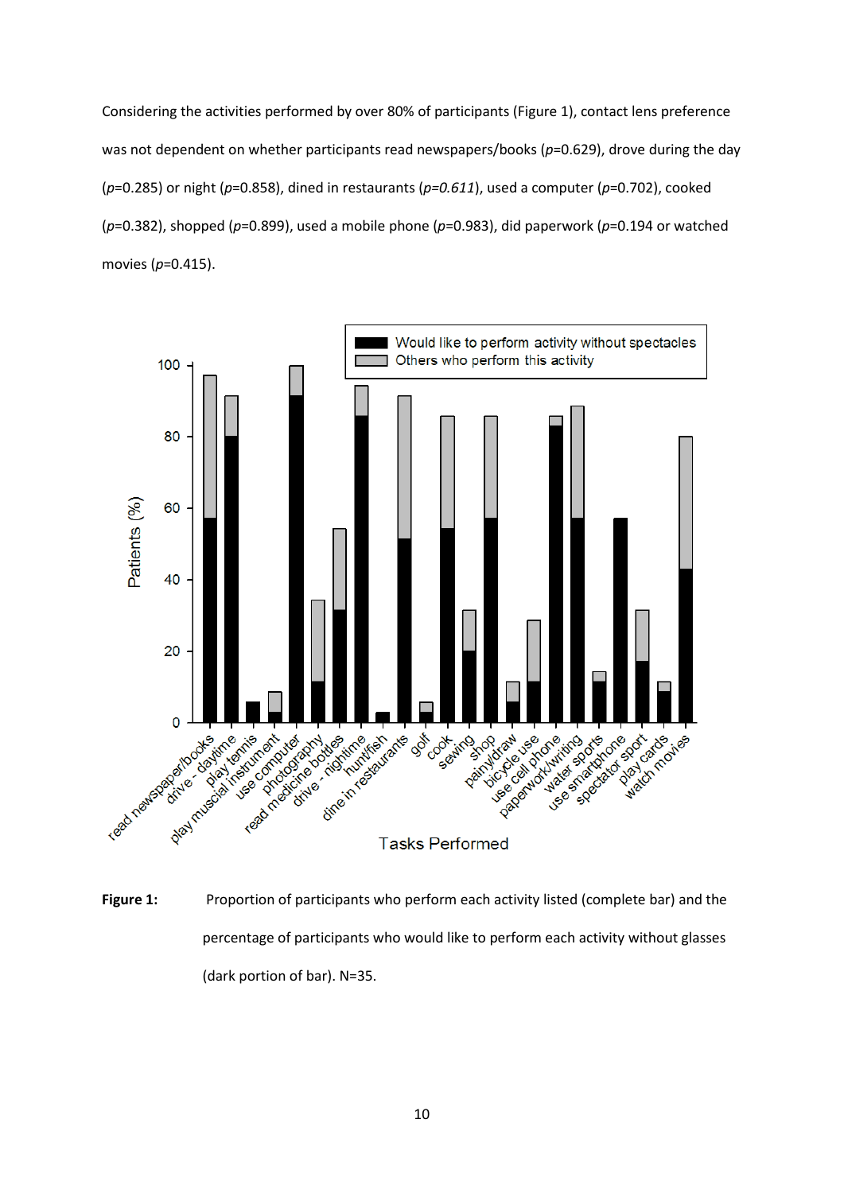Considering the activities performed by over 80% of participants (Figure 1), contact lens preference was not dependent on whether participants read newspapers/books (*p*=0.629), drove during the day (*p*=0.285) or night (*p*=0.858), dined in restaurants (*p=0.611*), used a computer (*p*=0.702), cooked (*p*=0.382), shopped (*p*=0.899), used a mobile phone (*p*=0.983), did paperwork (*p*=0.194 or watched movies (*p*=0.415).

**Figure 1:** Proportion of participants who perform each activity listed (complete bar) and the percentage of participants who would like to perform each activity without glasses (dark portion of bar). N=35.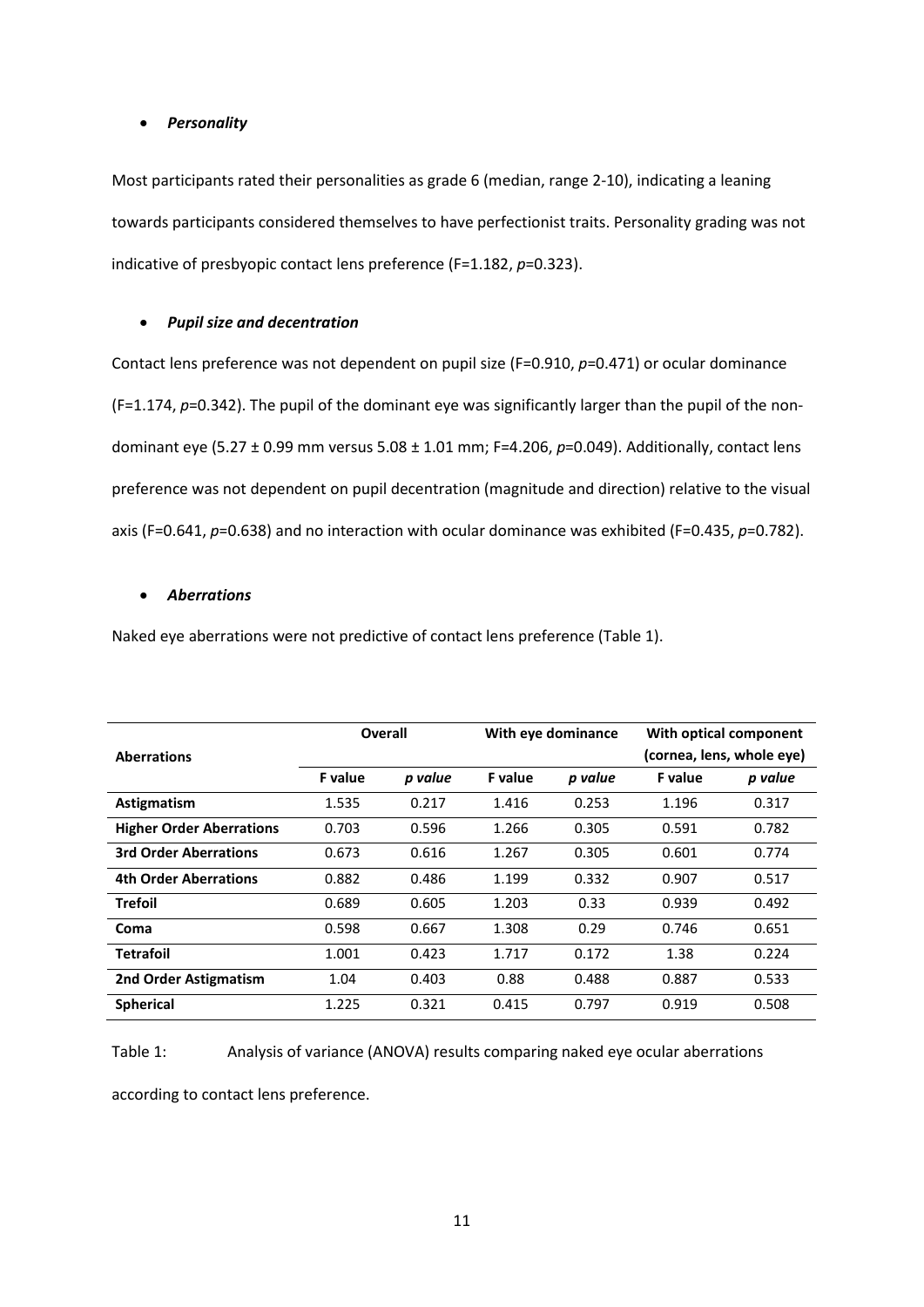- ***Personality***

Most participants rated their personalities as grade 6 (median, range 2-10), indicating a leaning towards participants considered themselves to have perfectionist traits. Personality grading was not indicative of presbyopic contact lens preference ($F=1.182$, $p=0.323$).

- ***Pupil size and decentration***

Contact lens preference was not dependent on pupil size ($F=0.910$, $p=0.471$) or ocular dominance ($F=1.174$, $p=0.342$). The pupil of the dominant eye was significantly larger than the pupil of the non-dominant eye (5.27 ± 0.99 mm versus 5.08 ± 1.01 mm; $F=4.206$, $p=0.049$). Additionally, contact lens preference was not dependent on pupil decentration (magnitude and direction) relative to the visual axis ($F=0.641$, $p=0.638$) and no interaction with ocular dominance was exhibited ($F=0.435$, $p=0.782$).

- ***Aberrations***

Naked eye aberrations were not predictive of contact lens preference (Table 1).

| Aberrations | Overall | | With eye dominance | | With optical component (cornea, lens, whole eye) | |
|---|---|---|---|---|---|---|
| | **F value** | ***p value*** | **F value** | ***p value*** | **F value** | ***p value*** |
| **Astigmatism** | 1.535 | 0.217 | 1.416 | 0.253 | 1.196 | 0.317 |
| **Higher Order Aberrations** | 0.703 | 0.596 | 1.266 | 0.305 | 0.591 | 0.782 |
| **3rd Order Aberrations** | 0.673 | 0.616 | 1.267 | 0.305 | 0.601 | 0.774 |
| **4th Order Aberrations** | 0.882 | 0.486 | 1.199 | 0.332 | 0.907 | 0.517 |
| **Trefoil** | 0.689 | 0.605 | 1.203 | 0.33 | 0.939 | 0.492 |
| **Coma** | 0.598 | 0.667 | 1.308 | 0.29 | 0.746 | 0.651 |
| **Tetrafoil** | 1.001 | 0.423 | 1.717 | 0.172 | 1.38 | 0.224 |
| **2nd Order Astigmatism** | 1.04 | 0.403 | 0.88 | 0.488 | 0.887 | 0.533 |
| **Spherical** | 1.225 | 0.321 | 0.415 | 0.797 | 0.919 | 0.508 |

Table 1: Analysis of variance (ANOVA) results comparing naked eye ocular aberrations according to contact lens preference.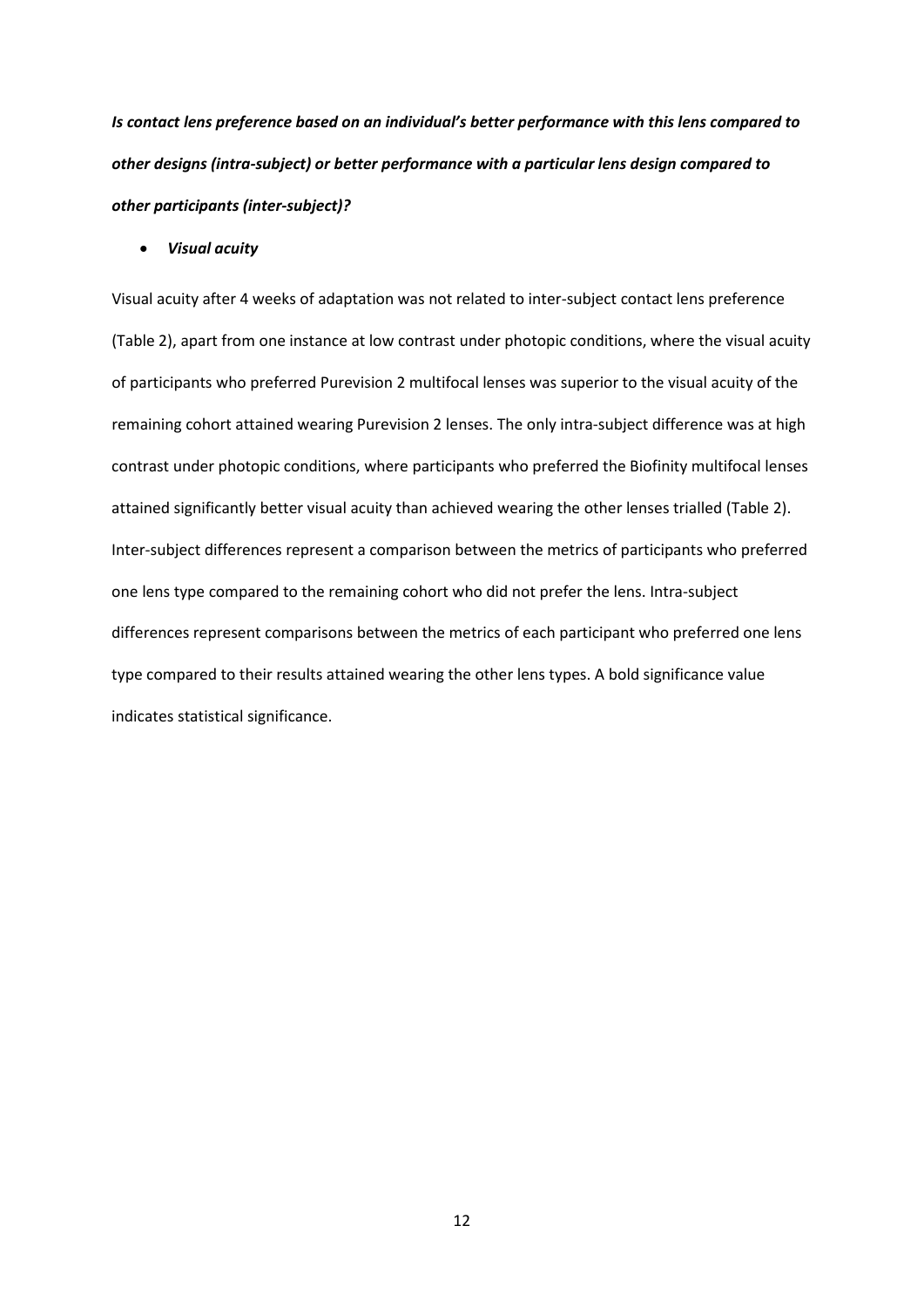***Is contact lens preference based on an individual's better performance with this lens compared to other designs (intra-subject) or better performance with a particular lens design compared to other participants (inter-subject)?***

- ***Visual acuity***

Visual acuity after 4 weeks of adaptation was not related to inter-subject contact lens preference (Table 2), apart from one instance at low contrast under photopic conditions, where the visual acuity of participants who preferred Purevision 2 multifocal lenses was superior to the visual acuity of the remaining cohort attained wearing Purevision 2 lenses. The only intra-subject difference was at high contrast under photopic conditions, where participants who preferred the Biofinity multifocal lenses attained significantly better visual acuity than achieved wearing the other lenses trialled (Table 2). Inter-subject differences represent a comparison between the metrics of participants who preferred one lens type compared to the remaining cohort who did not prefer the lens. Intra-subject differences represent comparisons between the metrics of each participant who preferred one lens type compared to their results attained wearing the other lens types. A bold significance value indicates statistical significance.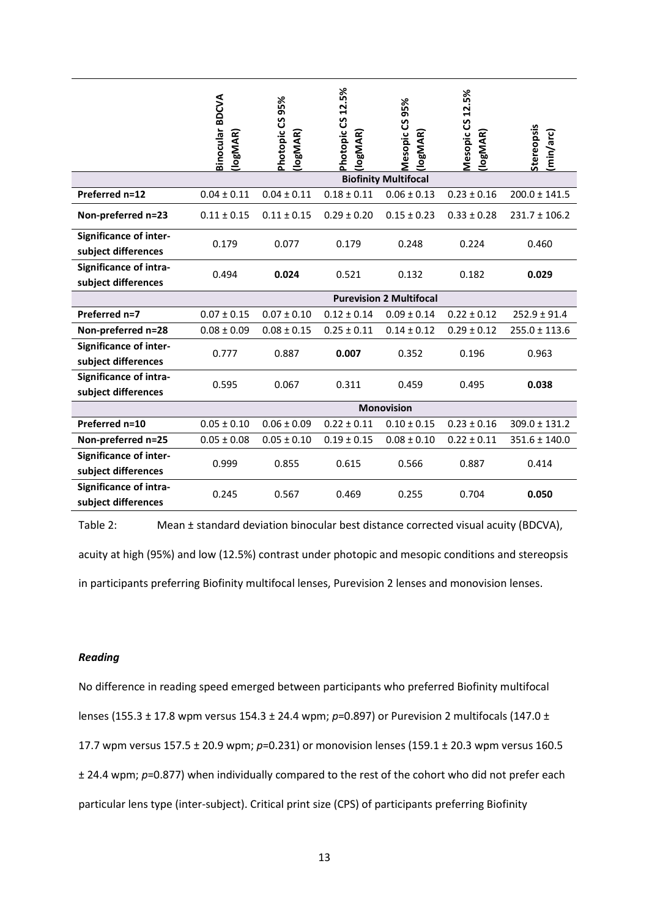| | Binocular BDCVA (logMAR) | Photopic CS 95% (logMAR) | Photopic CS 12.5% (logMAR) | Mesopic CS 95% (logMAR) | Mesopic CS 12.5% (logMAR) | Stereopsis (min/arc) |
|---|---|---|---|---|---|---|
| | **Biofinity Multifocal** | | | | | |
| **Preferred n=12** | 0.04 ± 0.11 | 0.04 ± 0.11 | 0.18 ± 0.11 | 0.06 ± 0.13 | 0.23 ± 0.16 | 200.0 ± 141.5 |
| **Non-preferred n=23** | 0.11 ± 0.15 | 0.11 ± 0.15 | 0.29 ± 0.20 | 0.15 ± 0.23 | 0.33 ± 0.28 | 231.7 ± 106.2 |
| **Significance of inter-subject differences** | 0.179 | 0.077 | 0.179 | 0.248 | 0.224 | 0.460 |
| **Significance of intra-subject differences** | 0.494 | **0.024** | 0.521 | 0.132 | 0.182 | **0.029** |
| | **Purevision 2 Multifocal** | | | | | |
| **Preferred n=7** | 0.07 ± 0.15 | 0.07 ± 0.10 | 0.12 ± 0.14 | 0.09 ± 0.14 | 0.22 ± 0.12 | 252.9 ± 91.4 |
| **Non-preferred n=28** | 0.08 ± 0.09 | 0.08 ± 0.15 | 0.25 ± 0.11 | 0.14 ± 0.12 | 0.29 ± 0.12 | 255.0 ± 113.6 |
| **Significance of inter-subject differences** | 0.777 | 0.887 | **0.007** | 0.352 | 0.196 | 0.963 |
| **Significance of intra-subject differences** | 0.595 | 0.067 | 0.311 | 0.459 | 0.495 | **0.038** |
| | **Monovision** | | | | | |
| **Preferred n=10** | 0.05 ± 0.10 | 0.06 ± 0.09 | 0.22 ± 0.11 | 0.10 ± 0.15 | 0.23 ± 0.16 | 309.0 ± 131.2 |
| **Non-preferred n=25** | 0.05 ± 0.08 | 0.05 ± 0.10 | 0.19 ± 0.15 | 0.08 ± 0.10 | 0.22 ± 0.11 | 351.6 ± 140.0 |
| **Significance of inter-subject differences** | 0.999 | 0.855 | 0.615 | 0.566 | 0.887 | 0.414 |
| **Significance of intra-subject differences** | 0.245 | 0.567 | 0.469 | 0.255 | 0.704 | **0.050** |

Table 2: Mean ± standard deviation binocular best distance corrected visual acuity (BDCVA), acuity at high (95%) and low (12.5%) contrast under photopic and mesopic conditions and stereopsis in participants preferring Biofinity multifocal lenses, Purevision 2 lenses and monovision lenses.

### *Reading*

No difference in reading speed emerged between participants who preferred Biofinity multifocal lenses (155.3 ± 17.8 wpm versus 154.3 ± 24.4 wpm; *p*=0.897) or Purevision 2 multifocals (147.0 ± 17.7 wpm versus 157.5 ± 20.9 wpm; *p*=0.231) or monovision lenses (159.1 ± 20.3 wpm versus 160.5 ± 24.4 wpm; *p*=0.877) when individually compared to the rest of the cohort who did not prefer each particular lens type (inter-subject). Critical print size (CPS) of participants preferring Biofinity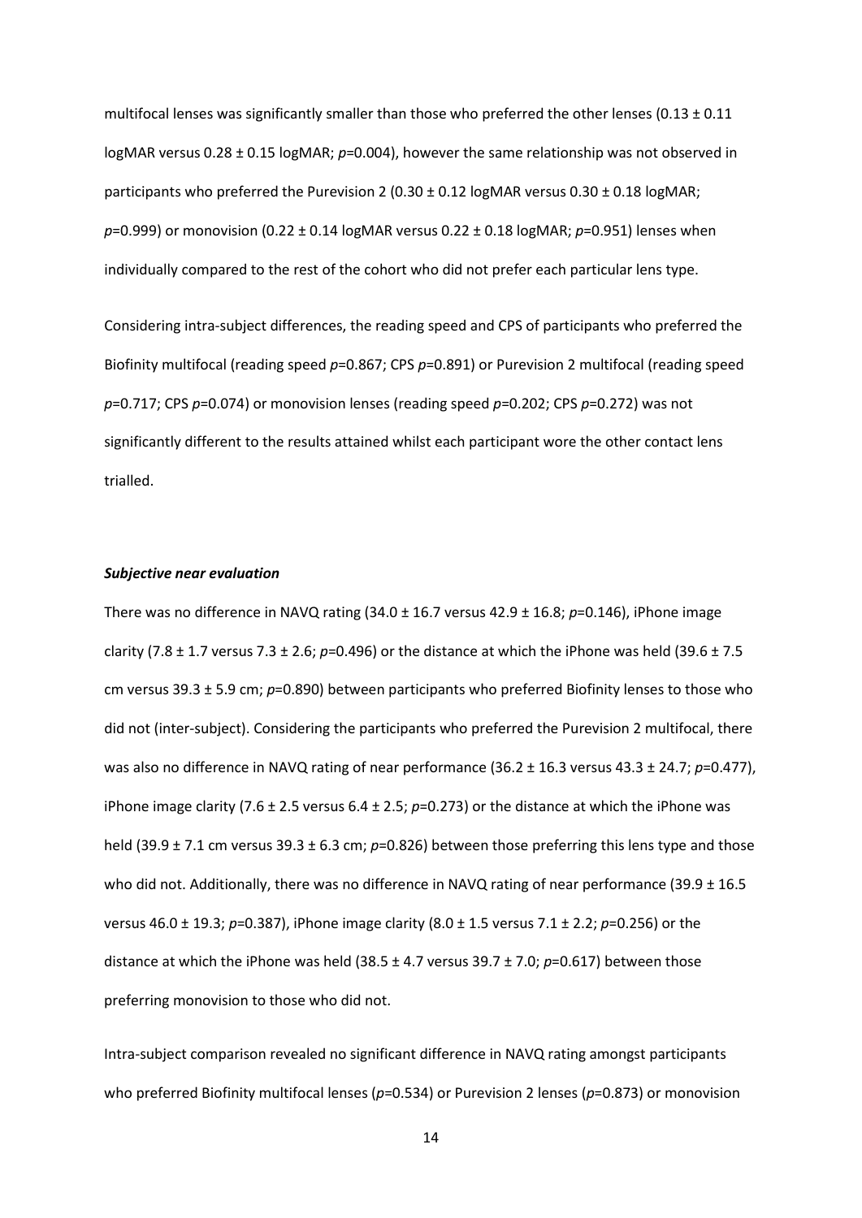multifocal lenses was significantly smaller than those who preferred the other lenses (0.13 ± 0.11 logMAR versus 0.28 ± 0.15 logMAR; *p*=0.004), however the same relationship was not observed in participants who preferred the Purevision 2 (0.30 ± 0.12 logMAR versus 0.30 ± 0.18 logMAR; *p*=0.999) or monovision (0.22 ± 0.14 logMAR versus 0.22 ± 0.18 logMAR; *p*=0.951) lenses when individually compared to the rest of the cohort who did not prefer each particular lens type.

Considering intra-subject differences, the reading speed and CPS of participants who preferred the Biofinity multifocal (reading speed *p*=0.867; CPS *p*=0.891) or Purevision 2 multifocal (reading speed *p*=0.717; CPS *p*=0.074) or monovision lenses (reading speed *p*=0.202; CPS *p*=0.272) was not significantly different to the results attained whilst each participant wore the other contact lens trialled.

***Subjective near evaluation***

There was no difference in NAVQ rating (34.0 ± 16.7 versus 42.9 ± 16.8; *p*=0.146), iPhone image clarity (7.8 ± 1.7 versus 7.3 ± 2.6; *p*=0.496) or the distance at which the iPhone was held (39.6 ± 7.5 cm versus 39.3 ± 5.9 cm; *p*=0.890) between participants who preferred Biofinity lenses to those who did not (inter-subject). Considering the participants who preferred the Purevision 2 multifocal, there was also no difference in NAVQ rating of near performance (36.2 ± 16.3 versus 43.3 ± 24.7; *p*=0.477), iPhone image clarity (7.6 ± 2.5 versus 6.4 ± 2.5; *p*=0.273) or the distance at which the iPhone was held (39.9 ± 7.1 cm versus 39.3 ± 6.3 cm; *p*=0.826) between those preferring this lens type and those who did not. Additionally, there was no difference in NAVQ rating of near performance (39.9 ± 16.5 versus 46.0 ± 19.3; *p*=0.387), iPhone image clarity (8.0 ± 1.5 versus 7.1 ± 2.2; *p*=0.256) or the distance at which the iPhone was held (38.5 ± 4.7 versus 39.7 ± 7.0; *p*=0.617) between those preferring monovision to those who did not.

Intra-subject comparison revealed no significant difference in NAVQ rating amongst participants who preferred Biofinity multifocal lenses (*p*=0.534) or Purevision 2 lenses (*p*=0.873) or monovision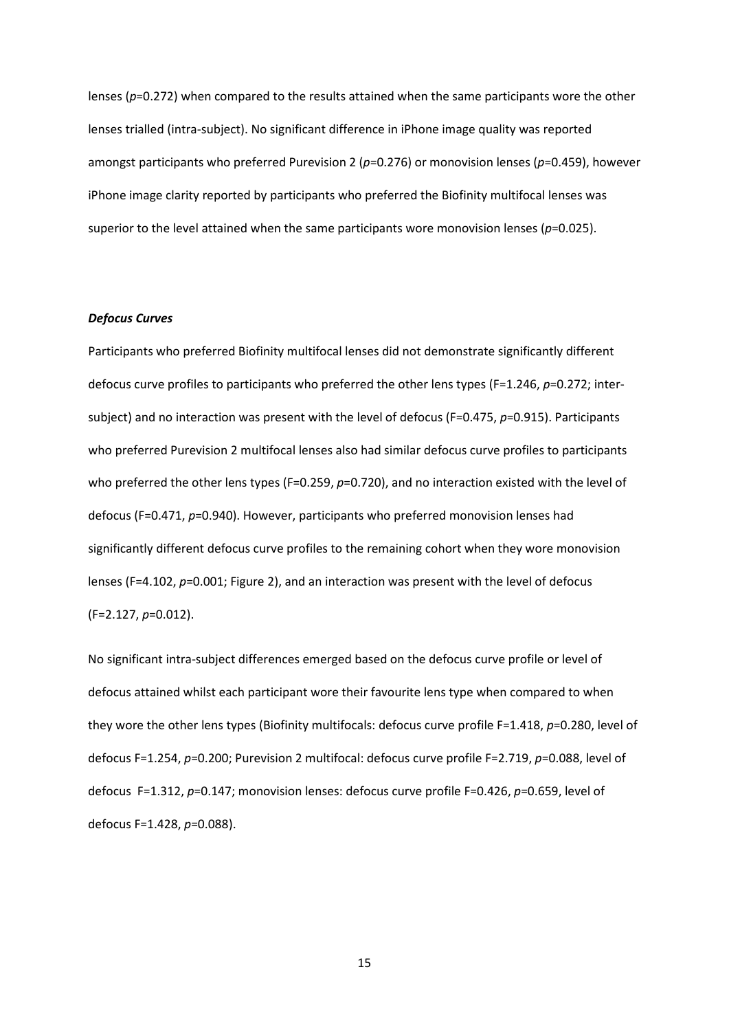lenses ($p$=0.272) when compared to the results attained when the same participants wore the other lenses trialled (intra-subject). No significant difference in iPhone image quality was reported amongst participants who preferred Purevision 2 ($p$=0.276) or monovision lenses ($p$=0.459), however iPhone image clarity reported by participants who preferred the Biofinity multifocal lenses was superior to the level attained when the same participants wore monovision lenses ($p$=0.025).

***Defocus Curves***

Participants who preferred Biofinity multifocal lenses did not demonstrate significantly different defocus curve profiles to participants who preferred the other lens types (F=1.246, $p$=0.272; inter-subject) and no interaction was present with the level of defocus (F=0.475, $p$=0.915). Participants who preferred Purevision 2 multifocal lenses also had similar defocus curve profiles to participants who preferred the other lens types (F=0.259, $p$=0.720), and no interaction existed with the level of defocus (F=0.471, $p$=0.940). However, participants who preferred monovision lenses had significantly different defocus curve profiles to the remaining cohort when they wore monovision lenses (F=4.102, $p$=0.001; Figure 2), and an interaction was present with the level of defocus (F=2.127, $p$=0.012).

No significant intra-subject differences emerged based on the defocus curve profile or level of defocus attained whilst each participant wore their favourite lens type when compared to when they wore the other lens types (Biofinity multifocals: defocus curve profile F=1.418, $p$=0.280, level of defocus F=1.254, $p$=0.200; Purevision 2 multifocal: defocus curve profile F=2.719, $p$=0.088, level of defocus F=1.312, $p$=0.147; monovision lenses: defocus curve profile F=0.426, $p$=0.659, level of defocus F=1.428, $p$=0.088).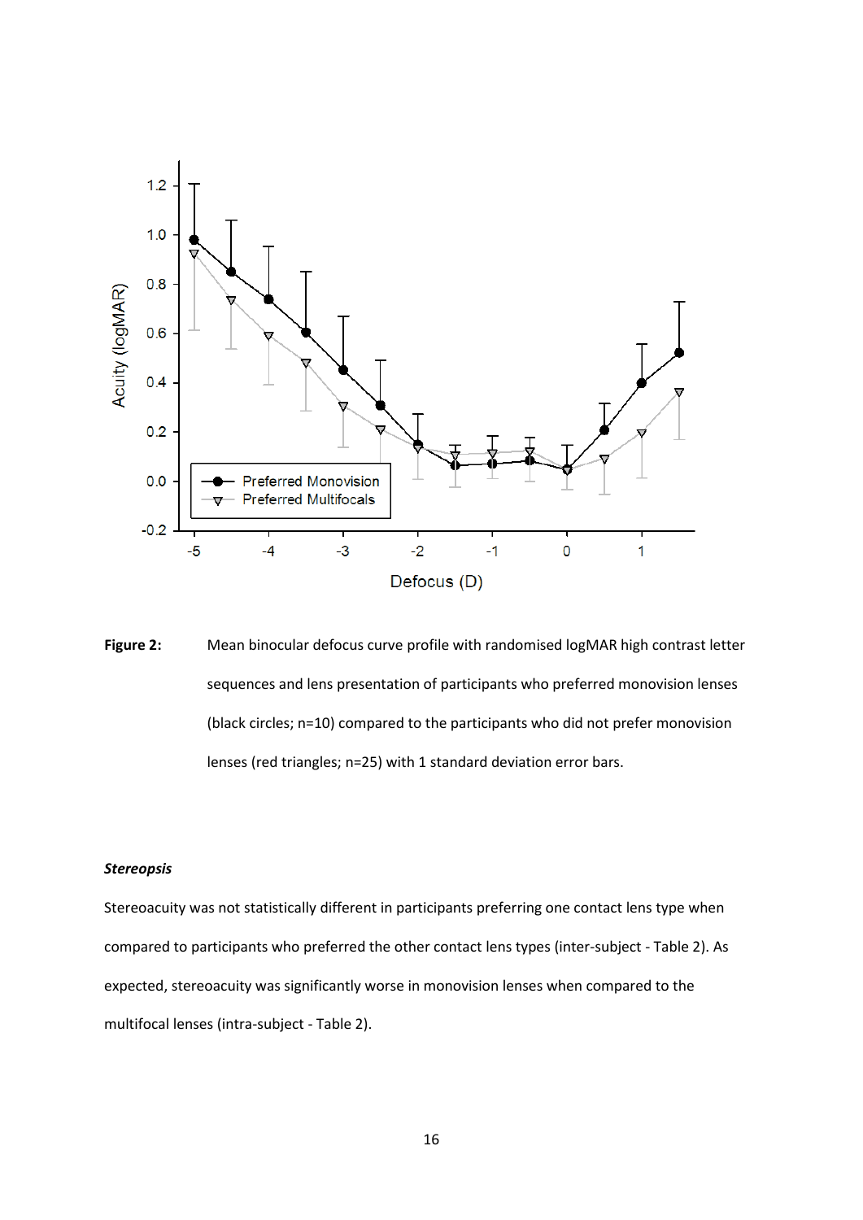**Figure 2:** Mean binocular defocus curve profile with randomised logMAR high contrast letter sequences and lens presentation of participants who preferred monovision lenses (black circles; n=10) compared to the participants who did not prefer monovision lenses (red triangles; n=25) with 1 standard deviation error bars.

***Stereopsis***

Stereoacuity was not statistically different in participants preferring one contact lens type when compared to participants who preferred the other contact lens types (inter-subject - Table 2). As expected, stereoacuity was significantly worse in monovision lenses when compared to the multifocal lenses (intra-subject - Table 2).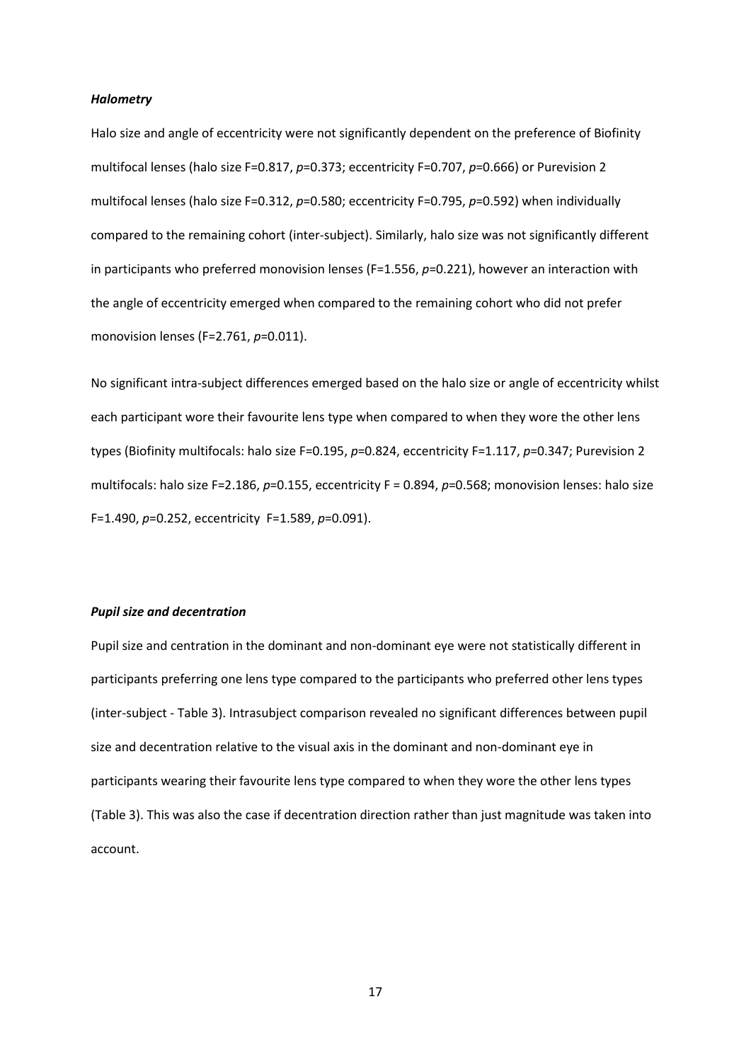### *Halometry*

Halo size and angle of eccentricity were not significantly dependent on the preference of Biofinity multifocal lenses (halo size F=0.817, $p$=0.373; eccentricity F=0.707, $p$=0.666) or Purevision 2 multifocal lenses (halo size F=0.312, $p$=0.580; eccentricity F=0.795, $p$=0.592) when individually compared to the remaining cohort (inter-subject). Similarly, halo size was not significantly different in participants who preferred monovision lenses (F=1.556, $p$=0.221), however an interaction with the angle of eccentricity emerged when compared to the remaining cohort who did not prefer monovision lenses (F=2.761, $p$=0.011).

No significant intra-subject differences emerged based on the halo size or angle of eccentricity whilst each participant wore their favourite lens type when compared to when they wore the other lens types (Biofinity multifocals: halo size F=0.195, $p$=0.824, eccentricity F=1.117, $p$=0.347; Purevision 2 multifocals: halo size F=2.186, $p$=0.155, eccentricity F = 0.894, $p$=0.568; monovision lenses: halo size F=1.490, $p$=0.252, eccentricity F=1.589, $p$=0.091).

### *Pupil size and decentration*

Pupil size and centration in the dominant and non-dominant eye were not statistically different in participants preferring one lens type compared to the participants who preferred other lens types (inter-subject - Table 3). Intrasubject comparison revealed no significant differences between pupil size and decentration relative to the visual axis in the dominant and non-dominant eye in participants wearing their favourite lens type compared to when they wore the other lens types (Table 3). This was also the case if decentration direction rather than just magnitude was taken into account.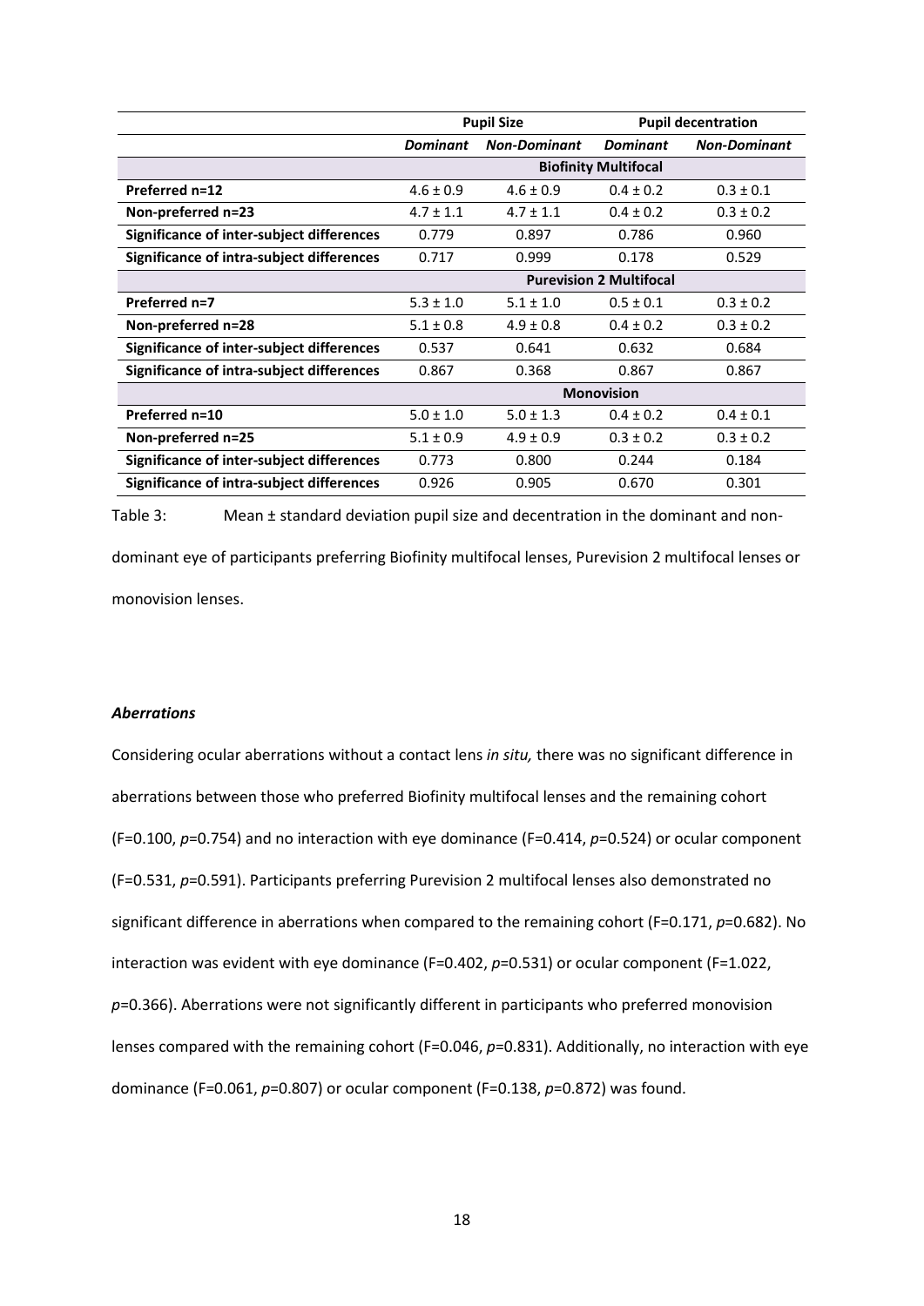| | Pupil Size | | Pupil decentration | |
|---|---|---|---|---|
| | ***Dominant*** | ***Non-Dominant*** | ***Dominant*** | ***Non-Dominant*** |
| | **Biofinity Multifocal** | | | |
| **Preferred n=12** | 4.6 ± 0.9 | 4.6 ± 0.9 | 0.4 ± 0.2 | 0.3 ± 0.1 |
| **Non-preferred n=23** | 4.7 ± 1.1 | 4.7 ± 1.1 | 0.4 ± 0.2 | 0.3 ± 0.2 |
| **Significance of inter-subject differences** | 0.779 | 0.897 | 0.786 | 0.960 |
| **Significance of intra-subject differences** | 0.717 | 0.999 | 0.178 | 0.529 |
| | **Purevision 2 Multifocal** | | | |
| **Preferred n=7** | 5.3 ± 1.0 | 5.1 ± 1.0 | 0.5 ± 0.1 | 0.3 ± 0.2 |
| **Non-preferred n=28** | 5.1 ± 0.8 | 4.9 ± 0.8 | 0.4 ± 0.2 | 0.3 ± 0.2 |
| **Significance of inter-subject differences** | 0.537 | 0.641 | 0.632 | 0.684 |
| **Significance of intra-subject differences** | 0.867 | 0.368 | 0.867 | 0.867 |
| | **Monovision** | | | |
| **Preferred n=10** | 5.0 ± 1.0 | 5.0 ± 1.3 | 0.4 ± 0.2 | 0.4 ± 0.1 |
| **Non-preferred n=25** | 5.1 ± 0.9 | 4.9 ± 0.9 | 0.3 ± 0.2 | 0.3 ± 0.2 |
| **Significance of inter-subject differences** | 0.773 | 0.800 | 0.244 | 0.184 |
| **Significance of intra-subject differences** | 0.926 | 0.905 | 0.670 | 0.301 |

Table 3: Mean ± standard deviation pupil size and decentration in the dominant and non-dominant eye of participants preferring Biofinity multifocal lenses, Purevision 2 multifocal lenses or monovision lenses.

### *Aberrations*

Considering ocular aberrations without a contact lens *in situ,* there was no significant difference in aberrations between those who preferred Biofinity multifocal lenses and the remaining cohort ($F$=0.100, $p$=0.754) and no interaction with eye dominance ($F$=0.414, $p$=0.524) or ocular component ($F$=0.531, $p$=0.591). Participants preferring Purevision 2 multifocal lenses also demonstrated no significant difference in aberrations when compared to the remaining cohort ($F$=0.171, $p$=0.682). No interaction was evident with eye dominance ($F$=0.402, $p$=0.531) or ocular component ($F$=1.022, $p$=0.366). Aberrations were not significantly different in participants who preferred monovision lenses compared with the remaining cohort ($F$=0.046, $p$=0.831). Additionally, no interaction with eye dominance ($F$=0.061, $p$=0.807) or ocular component ($F$=0.138, $p$=0.872) was found.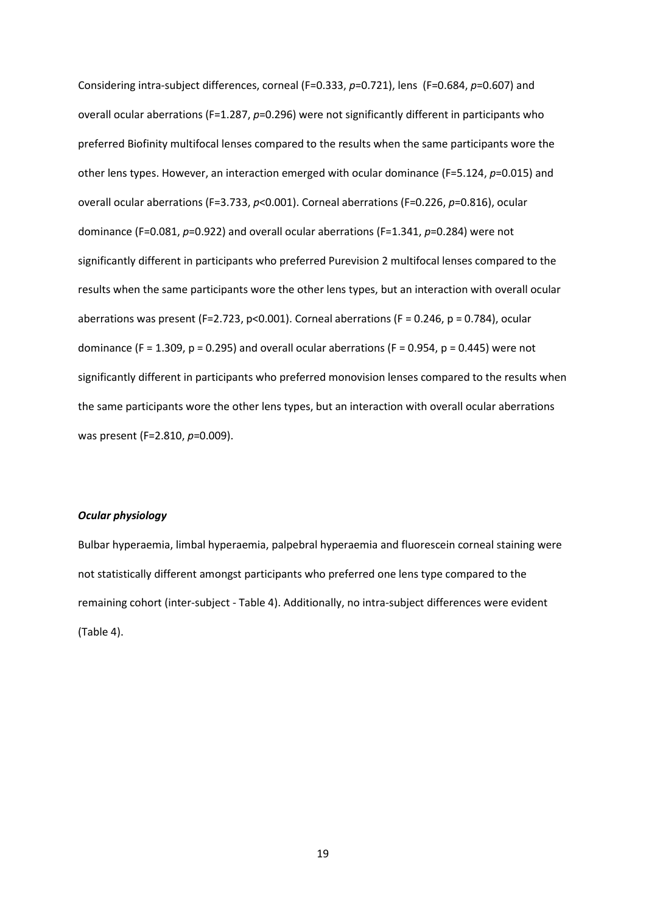Considering intra-subject differences, corneal ($F=0.333$, $p=0.721$), lens ($F=0.684$, $p=0.607$) and overall ocular aberrations ($F=1.287$, $p=0.296$) were not significantly different in participants who preferred Biofinity multifocal lenses compared to the results when the same participants wore the other lens types. However, an interaction emerged with ocular dominance ($F=5.124$, $p=0.015$) and overall ocular aberrations ($F=3.733$, $p<0.001$). Corneal aberrations ($F=0.226$, $p=0.816$), ocular dominance ($F=0.081$, $p=0.922$) and overall ocular aberrations ($F=1.341$, $p=0.284$) were not significantly different in participants who preferred Purevision 2 multifocal lenses compared to the results when the same participants wore the other lens types, but an interaction with overall ocular aberrations was present ($F=2.723$, $p<0.001$). Corneal aberrations ($F = 0.246$, $p = 0.784$), ocular dominance ($F = 1.309$, $p = 0.295$) and overall ocular aberrations ($F = 0.954$, $p = 0.445$) were not significantly different in participants who preferred monovision lenses compared to the results when the same participants wore the other lens types, but an interaction with overall ocular aberrations was present ($F=2.810$, $p=0.009$).

### *Ocular physiology*

Bulbar hyperaemia, limbal hyperaemia, palpebral hyperaemia and fluorescein corneal staining were not statistically different amongst participants who preferred one lens type compared to the remaining cohort (inter-subject - Table 4). Additionally, no intra-subject differences were evident (Table 4).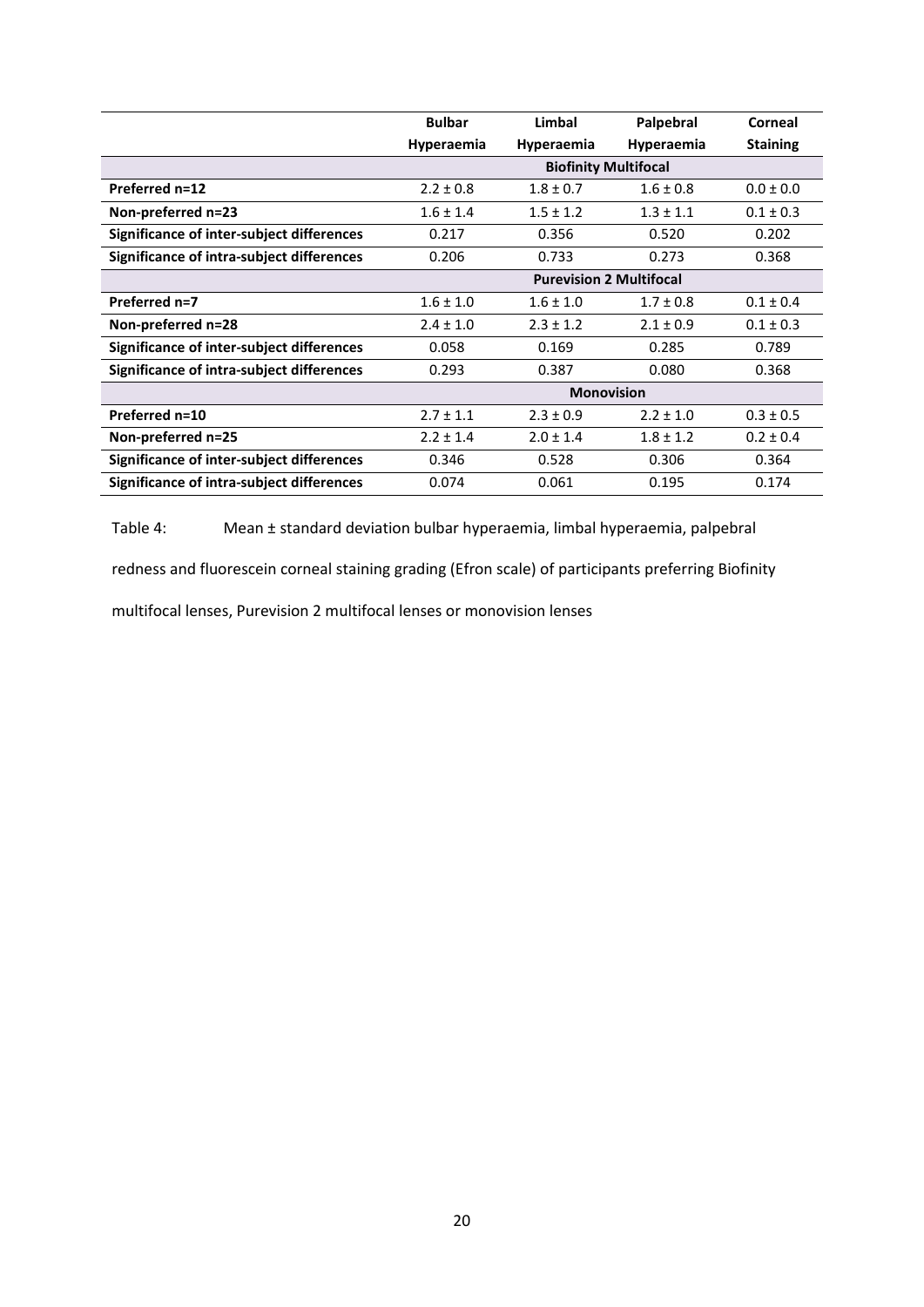| | Bulbar Hyperaemia | Limbal Hyperaemia | Palpebral Hyperaemia | Corneal Staining |
|---|---|---|---|---|
| | **Biofinity Multifocal** | | | |
| **Preferred n=12** | 2.2 ± 0.8 | 1.8 ± 0.7 | 1.6 ± 0.8 | 0.0 ± 0.0 |
| **Non-preferred n=23** | 1.6 ± 1.4 | 1.5 ± 1.2 | 1.3 ± 1.1 | 0.1 ± 0.3 |
| **Significance of inter-subject differences** | 0.217 | 0.356 | 0.520 | 0.202 |
| **Significance of intra-subject differences** | 0.206 | 0.733 | 0.273 | 0.368 |
| | **Purevision 2 Multifocal** | | | |
| **Preferred n=7** | 1.6 ± 1.0 | 1.6 ± 1.0 | 1.7 ± 0.8 | 0.1 ± 0.4 |
| **Non-preferred n=28** | 2.4 ± 1.0 | 2.3 ± 1.2 | 2.1 ± 0.9 | 0.1 ± 0.3 |
| **Significance of inter-subject differences** | 0.058 | 0.169 | 0.285 | 0.789 |
| **Significance of intra-subject differences** | 0.293 | 0.387 | 0.080 | 0.368 |
| | **Monovision** | | | |
| **Preferred n=10** | 2.7 ± 1.1 | 2.3 ± 0.9 | 2.2 ± 1.0 | 0.3 ± 0.5 |
| **Non-preferred n=25** | 2.2 ± 1.4 | 2.0 ± 1.4 | 1.8 ± 1.2 | 0.2 ± 0.4 |
| **Significance of inter-subject differences** | 0.346 | 0.528 | 0.306 | 0.364 |
| **Significance of intra-subject differences** | 0.074 | 0.061 | 0.195 | 0.174 |

Table 4: Mean ± standard deviation bulbar hyperaemia, limbal hyperaemia, palpebral redness and fluorescein corneal staining grading (Efron scale) of participants preferring Biofinity multifocal lenses, Purevision 2 multifocal lenses or monovision lenses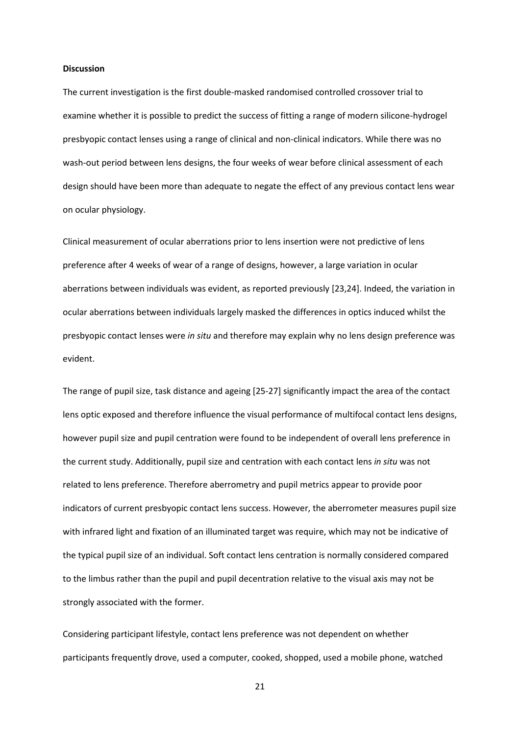**Discussion**

The current investigation is the first double-masked randomised controlled crossover trial to examine whether it is possible to predict the success of fitting a range of modern silicone-hydrogel presbyopic contact lenses using a range of clinical and non-clinical indicators. While there was no wash-out period between lens designs, the four weeks of wear before clinical assessment of each design should have been more than adequate to negate the effect of any previous contact lens wear on ocular physiology.

Clinical measurement of ocular aberrations prior to lens insertion were not predictive of lens preference after 4 weeks of wear of a range of designs, however, a large variation in ocular aberrations between individuals was evident, as reported previously [23,24]. Indeed, the variation in ocular aberrations between individuals largely masked the differences in optics induced whilst the presbyopic contact lenses were *in situ* and therefore may explain why no lens design preference was evident.

The range of pupil size, task distance and ageing [25-27] significantly impact the area of the contact lens optic exposed and therefore influence the visual performance of multifocal contact lens designs, however pupil size and pupil centration were found to be independent of overall lens preference in the current study. Additionally, pupil size and centration with each contact lens *in situ* was not related to lens preference. Therefore aberrometry and pupil metrics appear to provide poor indicators of current presbyopic contact lens success. However, the aberrometer measures pupil size with infrared light and fixation of an illuminated target was require, which may not be indicative of the typical pupil size of an individual. Soft contact lens centration is normally considered compared to the limbus rather than the pupil and pupil decentration relative to the visual axis may not be strongly associated with the former.

Considering participant lifestyle, contact lens preference was not dependent on whether participants frequently drove, used a computer, cooked, shopped, used a mobile phone, watched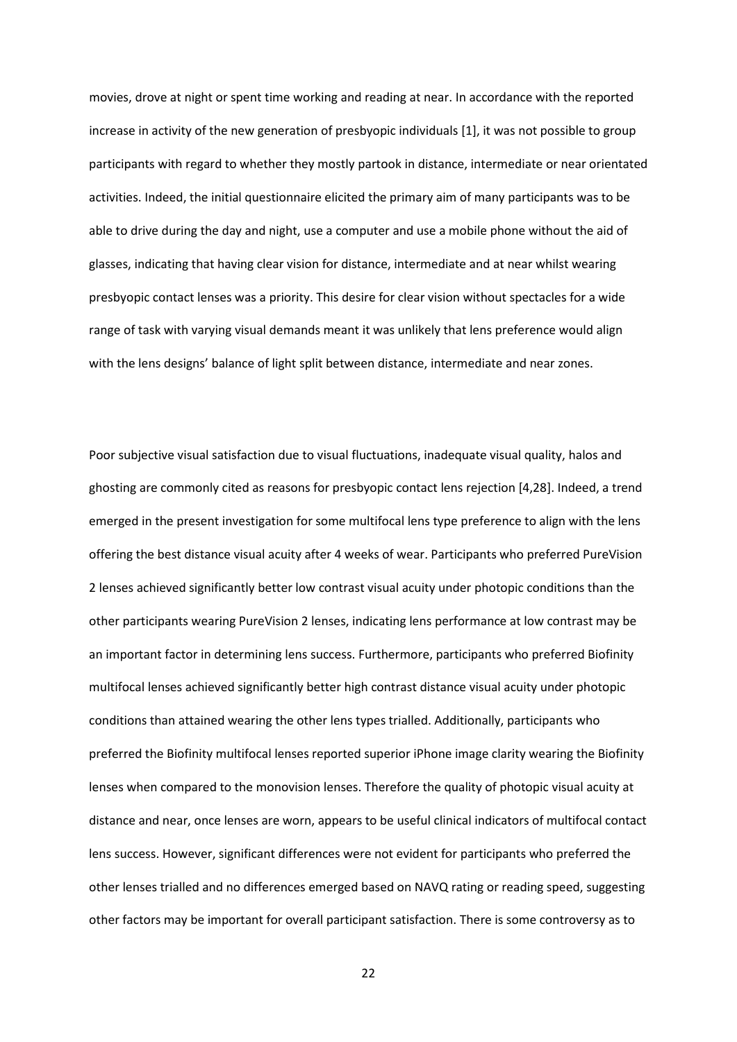movies, drove at night or spent time working and reading at near. In accordance with the reported increase in activity of the new generation of presbyopic individuals [1], it was not possible to group participants with regard to whether they mostly partook in distance, intermediate or near orientated activities. Indeed, the initial questionnaire elicited the primary aim of many participants was to be able to drive during the day and night, use a computer and use a mobile phone without the aid of glasses, indicating that having clear vision for distance, intermediate and at near whilst wearing presbyopic contact lenses was a priority. This desire for clear vision without spectacles for a wide range of task with varying visual demands meant it was unlikely that lens preference would align with the lens designs' balance of light split between distance, intermediate and near zones.

Poor subjective visual satisfaction due to visual fluctuations, inadequate visual quality, halos and ghosting are commonly cited as reasons for presbyopic contact lens rejection [4,28]. Indeed, a trend emerged in the present investigation for some multifocal lens type preference to align with the lens offering the best distance visual acuity after 4 weeks of wear. Participants who preferred PureVision 2 lenses achieved significantly better low contrast visual acuity under photopic conditions than the other participants wearing PureVision 2 lenses, indicating lens performance at low contrast may be an important factor in determining lens success. Furthermore, participants who preferred Biofinity multifocal lenses achieved significantly better high contrast distance visual acuity under photopic conditions than attained wearing the other lens types trialled. Additionally, participants who preferred the Biofinity multifocal lenses reported superior iPhone image clarity wearing the Biofinity lenses when compared to the monovision lenses. Therefore the quality of photopic visual acuity at distance and near, once lenses are worn, appears to be useful clinical indicators of multifocal contact lens success. However, significant differences were not evident for participants who preferred the other lenses trialled and no differences emerged based on NAVQ rating or reading speed, suggesting other factors may be important for overall participant satisfaction. There is some controversy as to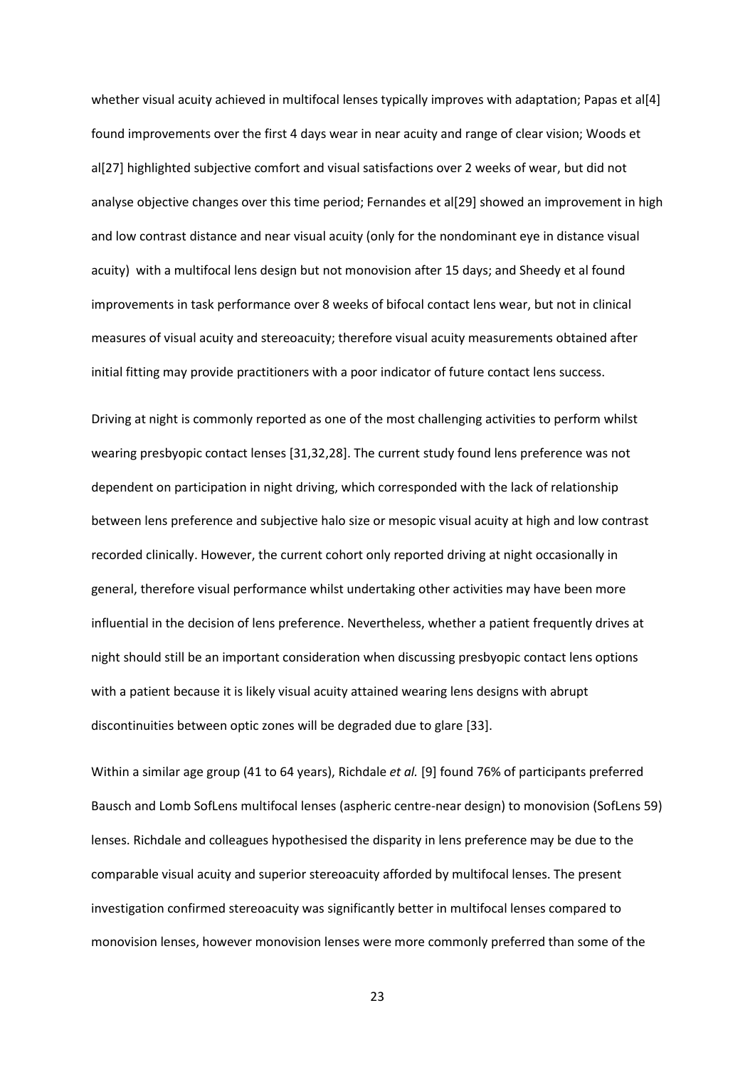whether visual acuity achieved in multifocal lenses typically improves with adaptation; Papas et al[4] found improvements over the first 4 days wear in near acuity and range of clear vision; Woods et al[27] highlighted subjective comfort and visual satisfactions over 2 weeks of wear, but did not analyse objective changes over this time period; Fernandes et al[29] showed an improvement in high and low contrast distance and near visual acuity (only for the nondominant eye in distance visual acuity) with a multifocal lens design but not monovision after 15 days; and Sheedy et al found improvements in task performance over 8 weeks of bifocal contact lens wear, but not in clinical measures of visual acuity and stereoacuity; therefore visual acuity measurements obtained after initial fitting may provide practitioners with a poor indicator of future contact lens success.

Driving at night is commonly reported as one of the most challenging activities to perform whilst wearing presbyopic contact lenses [31,32,28]. The current study found lens preference was not dependent on participation in night driving, which corresponded with the lack of relationship between lens preference and subjective halo size or mesopic visual acuity at high and low contrast recorded clinically. However, the current cohort only reported driving at night occasionally in general, therefore visual performance whilst undertaking other activities may have been more influential in the decision of lens preference. Nevertheless, whether a patient frequently drives at night should still be an important consideration when discussing presbyopic contact lens options with a patient because it is likely visual acuity attained wearing lens designs with abrupt discontinuities between optic zones will be degraded due to glare [33].

Within a similar age group (41 to 64 years), Richdale *et al.* [9] found 76% of participants preferred Bausch and Lomb SofLens multifocal lenses (aspheric centre-near design) to monovision (SofLens 59) lenses. Richdale and colleagues hypothesised the disparity in lens preference may be due to the comparable visual acuity and superior stereoacuity afforded by multifocal lenses. The present investigation confirmed stereoacuity was significantly better in multifocal lenses compared to monovision lenses, however monovision lenses were more commonly preferred than some of the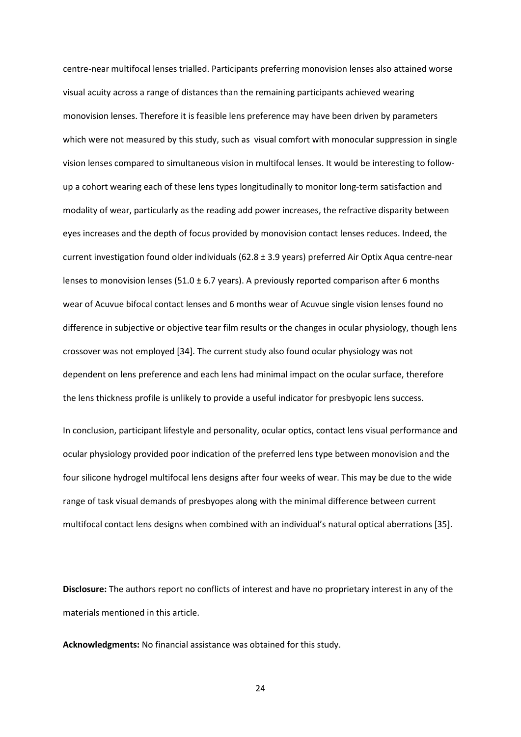centre-near multifocal lenses trialled. Participants preferring monovision lenses also attained worse visual acuity across a range of distances than the remaining participants achieved wearing monovision lenses. Therefore it is feasible lens preference may have been driven by parameters which were not measured by this study, such as visual comfort with monocular suppression in single vision lenses compared to simultaneous vision in multifocal lenses. It would be interesting to follow-up a cohort wearing each of these lens types longitudinally to monitor long-term satisfaction and modality of wear, particularly as the reading add power increases, the refractive disparity between eyes increases and the depth of focus provided by monovision contact lenses reduces. Indeed, the current investigation found older individuals (62.8 ± 3.9 years) preferred Air Optix Aqua centre-near lenses to monovision lenses (51.0 ± 6.7 years). A previously reported comparison after 6 months wear of Acuvue bifocal contact lenses and 6 months wear of Acuvue single vision lenses found no difference in subjective or objective tear film results or the changes in ocular physiology, though lens crossover was not employed [34]. The current study also found ocular physiology was not dependent on lens preference and each lens had minimal impact on the ocular surface, therefore the lens thickness profile is unlikely to provide a useful indicator for presbyopic lens success.

In conclusion, participant lifestyle and personality, ocular optics, contact lens visual performance and ocular physiology provided poor indication of the preferred lens type between monovision and the four silicone hydrogel multifocal lens designs after four weeks of wear. This may be due to the wide range of task visual demands of presbyopes along with the minimal difference between current multifocal contact lens designs when combined with an individual's natural optical aberrations [35].

**Disclosure:** The authors report no conflicts of interest and have no proprietary interest in any of the materials mentioned in this article.

**Acknowledgments:** No financial assistance was obtained for this study.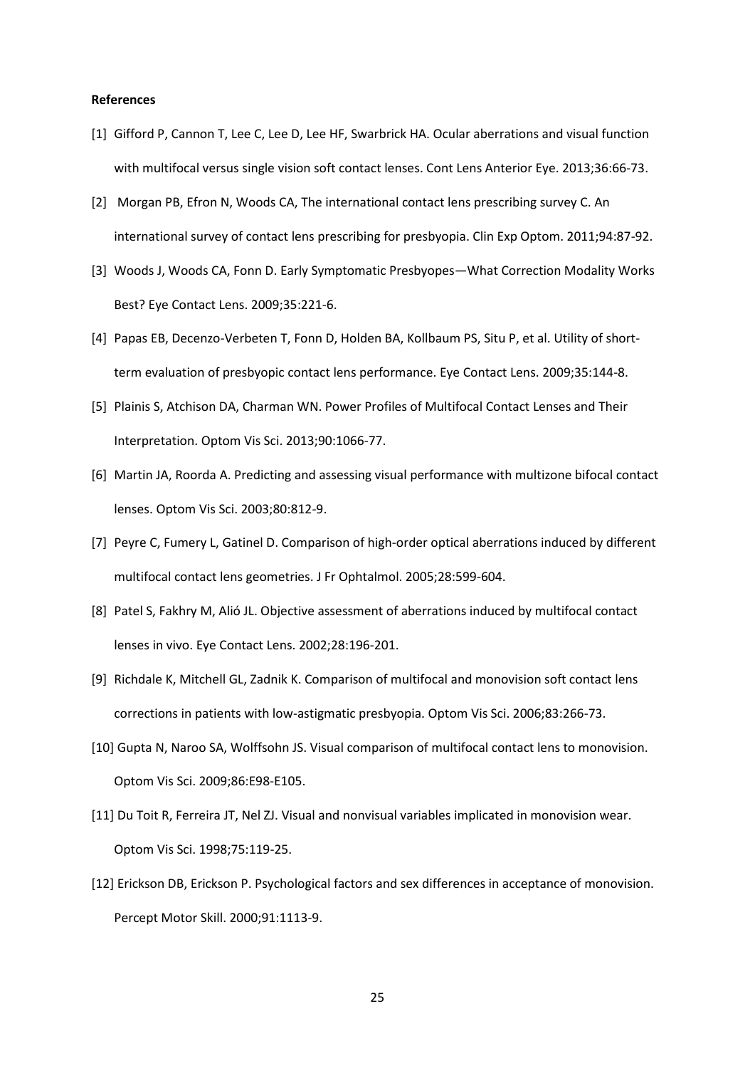**References**

[1] Gifford P, Cannon T, Lee C, Lee D, Lee HF, Swarbrick HA. Ocular aberrations and visual function with multifocal versus single vision soft contact lenses. Cont Lens Anterior Eye. 2013;36:66-73.

[2] Morgan PB, Efron N, Woods CA, The international contact lens prescribing survey C. An international survey of contact lens prescribing for presbyopia. Clin Exp Optom. 2011;94:87-92.

[3] Woods J, Woods CA, Fonn D. Early Symptomatic Presbyopes—What Correction Modality Works Best? Eye Contact Lens. 2009;35:221-6.

[4] Papas EB, Decenzo-Verbeten T, Fonn D, Holden BA, Kollbaum PS, Situ P, et al. Utility of short-term evaluation of presbyopic contact lens performance. Eye Contact Lens. 2009;35:144-8.

[5] Plainis S, Atchison DA, Charman WN. Power Profiles of Multifocal Contact Lenses and Their Interpretation. Optom Vis Sci. 2013;90:1066-77.

[6] Martin JA, Roorda A. Predicting and assessing visual performance with multizone bifocal contact lenses. Optom Vis Sci. 2003;80:812-9.

[7] Peyre C, Fumery L, Gatinel D. Comparison of high-order optical aberrations induced by different multifocal contact lens geometries. J Fr Ophtalmol. 2005;28:599-604.

[8] Patel S, Fakhry M, Alió JL. Objective assessment of aberrations induced by multifocal contact lenses in vivo. Eye Contact Lens. 2002;28:196-201.

[9] Richdale K, Mitchell GL, Zadnik K. Comparison of multifocal and monovision soft contact lens corrections in patients with low-astigmatic presbyopia. Optom Vis Sci. 2006;83:266-73.

[10] Gupta N, Naroo SA, Wolffsohn JS. Visual comparison of multifocal contact lens to monovision. Optom Vis Sci. 2009;86:E98-E105.

[11] Du Toit R, Ferreira JT, Nel ZJ. Visual and nonvisual variables implicated in monovision wear. Optom Vis Sci. 1998;75:119-25.

[12] Erickson DB, Erickson P. Psychological factors and sex differences in acceptance of monovision. Percept Motor Skill. 2000;91:1113-9.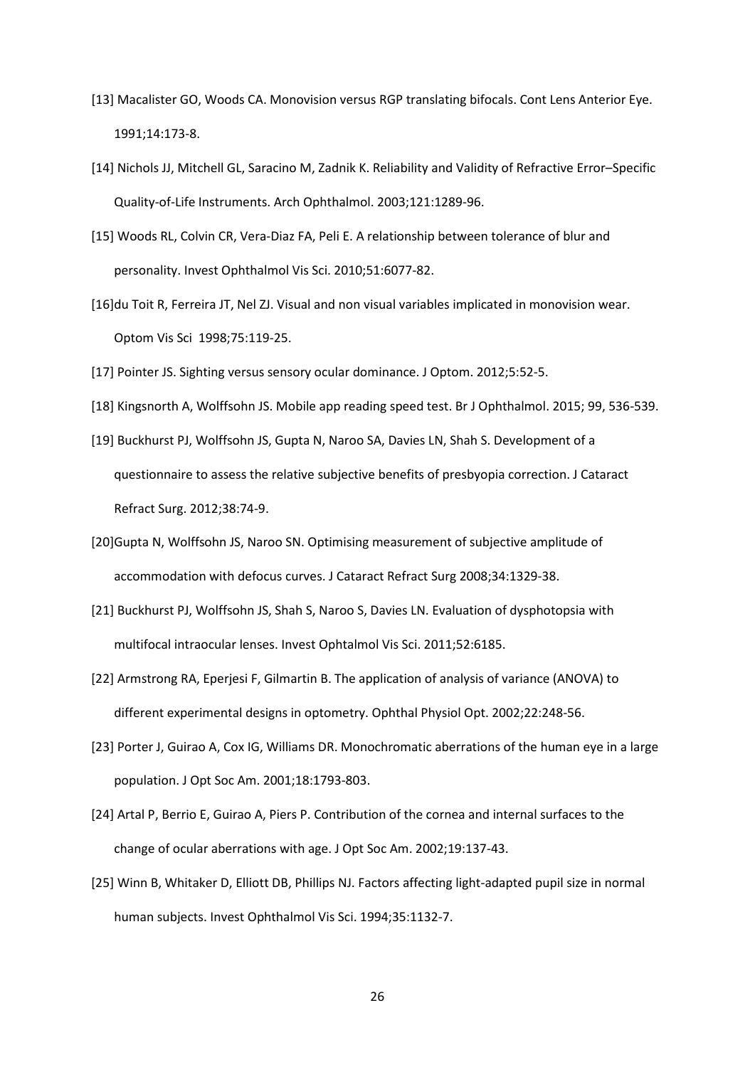[13] Macalister GO, Woods CA. Monovision versus RGP translating bifocals. Cont Lens Anterior Eye. 1991;14:173-8.

[14] Nichols JJ, Mitchell GL, Saracino M, Zadnik K. Reliability and Validity of Refractive Error–Specific Quality-of-Life Instruments. Arch Ophthalmol. 2003;121:1289-96.

[15] Woods RL, Colvin CR, Vera-Diaz FA, Peli E. A relationship between tolerance of blur and personality. Invest Ophthalmol Vis Sci. 2010;51:6077-82.

[16]du Toit R, Ferreira JT, Nel ZJ. Visual and non visual variables implicated in monovision wear. Optom Vis Sci 1998;75:119-25.

[17] Pointer JS. Sighting versus sensory ocular dominance. J Optom. 2012;5:52-5.

[18] Kingsnorth A, Wolffsohn JS. Mobile app reading speed test. Br J Ophthalmol. 2015; 99, 536-539.

[19] Buckhurst PJ, Wolffsohn JS, Gupta N, Naroo SA, Davies LN, Shah S. Development of a questionnaire to assess the relative subjective benefits of presbyopia correction. J Cataract Refract Surg. 2012;38:74-9.

[20]Gupta N, Wolffsohn JS, Naroo SN. Optimising measurement of subjective amplitude of accommodation with defocus curves. J Cataract Refract Surg 2008;34:1329-38.

[21] Buckhurst PJ, Wolffsohn JS, Shah S, Naroo S, Davies LN. Evaluation of dysphotopsia with multifocal intraocular lenses. Invest Ophtalmol Vis Sci. 2011;52:6185.

[22] Armstrong RA, Eperjesi F, Gilmartin B. The application of analysis of variance (ANOVA) to different experimental designs in optometry. Ophthal Physiol Opt. 2002;22:248-56.

[23] Porter J, Guirao A, Cox IG, Williams DR. Monochromatic aberrations of the human eye in a large population. J Opt Soc Am. 2001;18:1793-803.

[24] Artal P, Berrio E, Guirao A, Piers P. Contribution of the cornea and internal surfaces to the change of ocular aberrations with age. J Opt Soc Am. 2002;19:137-43.

[25] Winn B, Whitaker D, Elliott DB, Phillips NJ. Factors affecting light-adapted pupil size in normal human subjects. Invest Ophthalmol Vis Sci. 1994;35:1132-7.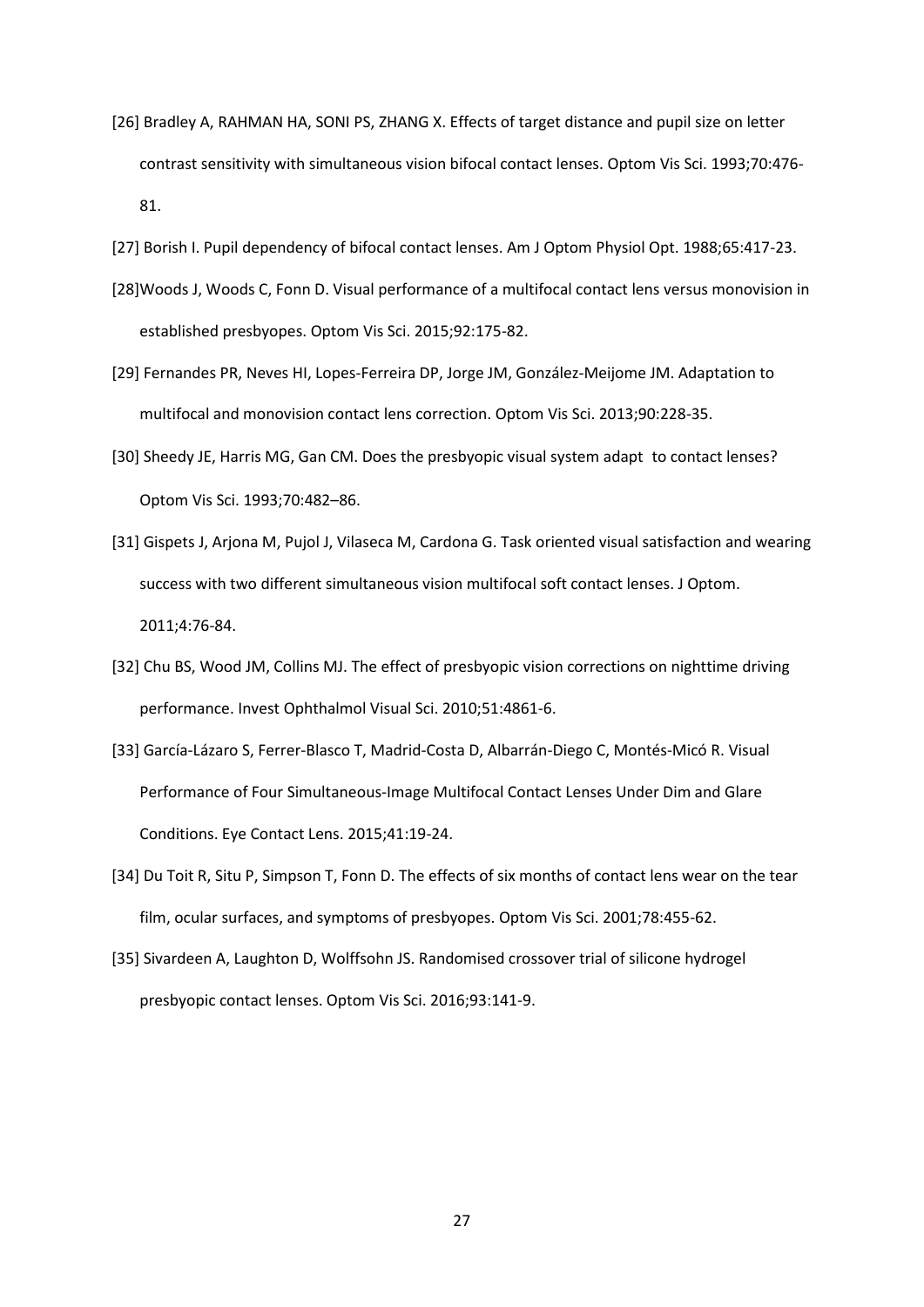[26] Bradley A, RAHMAN HA, SONI PS, ZHANG X. Effects of target distance and pupil size on letter contrast sensitivity with simultaneous vision bifocal contact lenses. Optom Vis Sci. 1993;70:476-81.

[27] Borish I. Pupil dependency of bifocal contact lenses. Am J Optom Physiol Opt. 1988;65:417-23.

[28]Woods J, Woods C, Fonn D. Visual performance of a multifocal contact lens versus monovision in established presbyopes. Optom Vis Sci. 2015;92:175-82.

[29] Fernandes PR, Neves HI, Lopes-Ferreira DP, Jorge JM, González-Meijome JM. Adaptation to multifocal and monovision contact lens correction. Optom Vis Sci. 2013;90:228-35.

[30] Sheedy JE, Harris MG, Gan CM. Does the presbyopic visual system adapt to contact lenses? Optom Vis Sci. 1993;70:482–86.

[31] Gispets J, Arjona M, Pujol J, Vilaseca M, Cardona G. Task oriented visual satisfaction and wearing success with two different simultaneous vision multifocal soft contact lenses. J Optom. 2011;4:76-84.

[32] Chu BS, Wood JM, Collins MJ. The effect of presbyopic vision corrections on nighttime driving performance. Invest Ophthalmol Visual Sci. 2010;51:4861-6.

[33] García-Lázaro S, Ferrer-Blasco T, Madrid-Costa D, Albarrán-Diego C, Montés-Micó R. Visual Performance of Four Simultaneous-Image Multifocal Contact Lenses Under Dim and Glare Conditions. Eye Contact Lens. 2015;41:19-24.

[34] Du Toit R, Situ P, Simpson T, Fonn D. The effects of six months of contact lens wear on the tear film, ocular surfaces, and symptoms of presbyopes. Optom Vis Sci. 2001;78:455-62.

[35] Sivardeen A, Laughton D, Wolffsohn JS. Randomised crossover trial of silicone hydrogel presbyopic contact lenses. Optom Vis Sci. 2016;93:141-9.